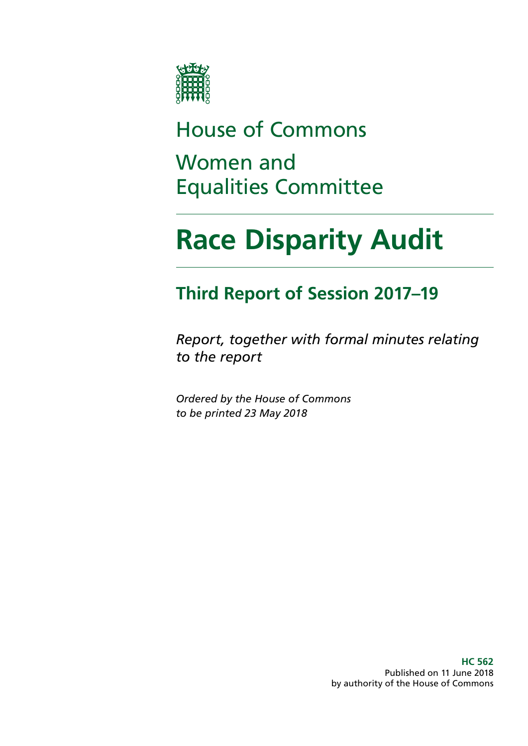House of Commons

Women and Equalities Committee

# Race Disparity Audit

## Third Report of Session 2017–19

*Report, together with formal minutes relating to the report*

*Ordered by the House of Commons to be printed 23 May 2018*

**HC 562**
Published on 11 June 2018
by authority of the House of Commons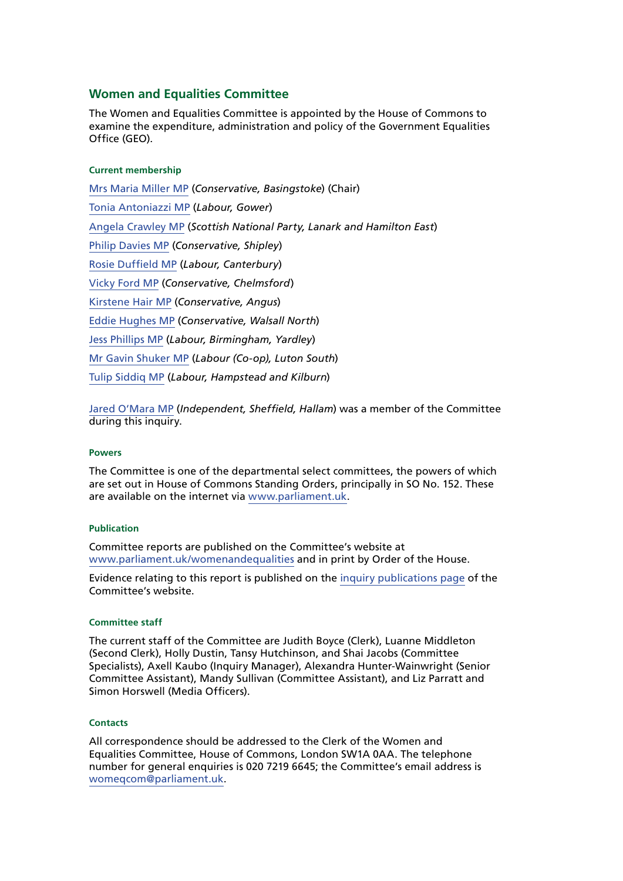## Women and Equalities Committee

The Women and Equalities Committee is appointed by the House of Commons to examine the expenditure, administration and policy of the Government Equalities Office (GEO).

#### Current membership

Mrs Maria Miller MP (*Conservative, Basingstoke*) (Chair)

Tonia Antoniazzi MP (*Labour, Gower*)

Angela Crawley MP (*Scottish National Party, Lanark and Hamilton East*)

Philip Davies MP (*Conservative, Shipley*)

Rosie Duffield MP (*Labour, Canterbury*)

Vicky Ford MP (*Conservative, Chelmsford*)

Kirstene Hair MP (*Conservative, Angus*)

Eddie Hughes MP (*Conservative, Walsall North*)

Jess Phillips MP (*Labour, Birmingham, Yardley*)

Mr Gavin Shuker MP (*Labour (Co-op), Luton South*)

Tulip Siddiq MP (*Labour, Hampstead and Kilburn*)

Jared O'Mara MP (*Independent, Sheffield, Hallam*) was a member of the Committee during this inquiry.

#### Powers

The Committee is one of the departmental select committees, the powers of which are set out in House of Commons Standing Orders, principally in SO No. 152. These are available on the internet via www.parliament.uk.

#### Publication

Committee reports are published on the Committee's website at www.parliament.uk/womenandequalities and in print by Order of the House.

Evidence relating to this report is published on the inquiry publications page of the Committee's website.

#### Committee staff

The current staff of the Committee are Judith Boyce (Clerk), Luanne Middleton (Second Clerk), Holly Dustin, Tansy Hutchinson, and Shai Jacobs (Committee Specialists), Axell Kaubo (Inquiry Manager), Alexandra Hunter-Wainwright (Senior Committee Assistant), Mandy Sullivan (Committee Assistant), and Liz Parratt and Simon Horswell (Media Officers).

#### Contacts

All correspondence should be addressed to the Clerk of the Women and Equalities Committee, House of Commons, London SW1A 0AA. The telephone number for general enquiries is 020 7219 6645; the Committee's email address is womeqcom@parliament.uk.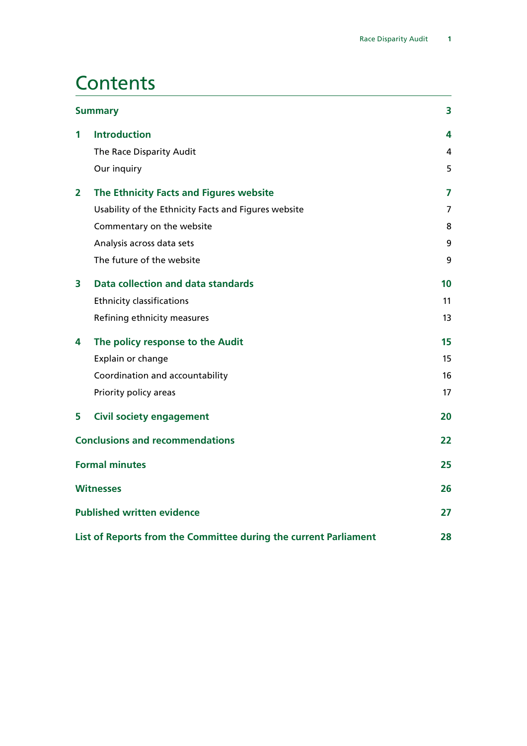# Contents

| | | |
|---|---|---|
| **Summary** | | **3** |
| **1** | **Introduction** | **4** |
| | The Race Disparity Audit | 4 |
| | Our inquiry | 5 |
| **2** | **The Ethnicity Facts and Figures website** | **7** |
| | Usability of the Ethnicity Facts and Figures website | 7 |
| | Commentary on the website | 8 |
| | Analysis across data sets | 9 |
| | The future of the website | 9 |
| **3** | **Data collection and data standards** | **10** |
| | Ethnicity classifications | 11 |
| | Refining ethnicity measures | 13 |
| **4** | **The policy response to the Audit** | **15** |
| | Explain or change | 15 |
| | Coordination and accountability | 16 |
| | Priority policy areas | 17 |
| **5** | **Civil society engagement** | **20** |
| **Conclusions and recommendations** | | **22** |
| **Formal minutes** | | **25** |
| **Witnesses** | | **26** |
| **Published written evidence** | | **27** |
| **List of Reports from the Committee during the current Parliament** | | **28** |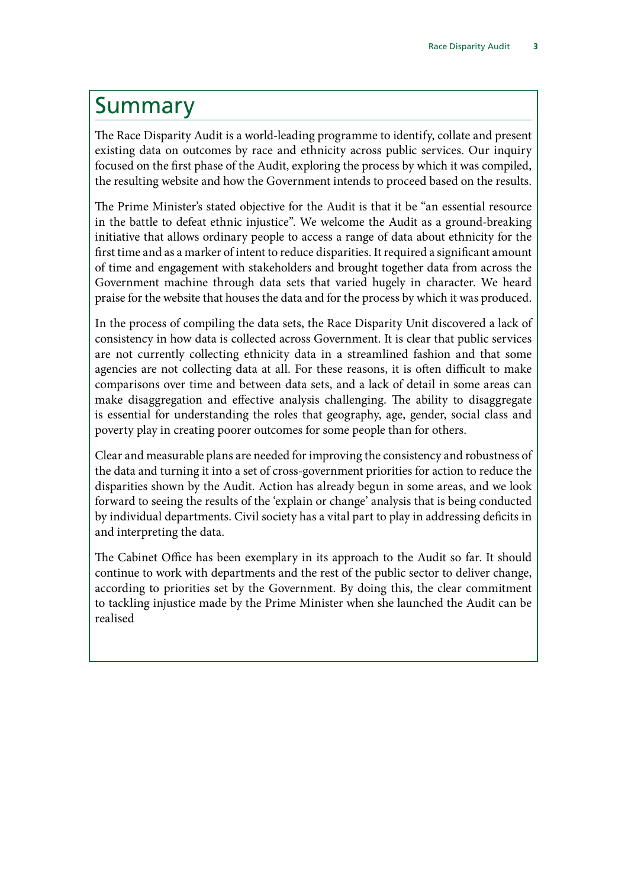# Summary

The Race Disparity Audit is a world-leading programme to identify, collate and present existing data on outcomes by race and ethnicity across public services. Our inquiry focused on the first phase of the Audit, exploring the process by which it was compiled, the resulting website and how the Government intends to proceed based on the results.

The Prime Minister's stated objective for the Audit is that it be "an essential resource in the battle to defeat ethnic injustice". We welcome the Audit as a ground-breaking initiative that allows ordinary people to access a range of data about ethnicity for the first time and as a marker of intent to reduce disparities. It required a significant amount of time and engagement with stakeholders and brought together data from across the Government machine through data sets that varied hugely in character. We heard praise for the website that houses the data and for the process by which it was produced.

In the process of compiling the data sets, the Race Disparity Unit discovered a lack of consistency in how data is collected across Government. It is clear that public services are not currently collecting ethnicity data in a streamlined fashion and that some agencies are not collecting data at all. For these reasons, it is often difficult to make comparisons over time and between data sets, and a lack of detail in some areas can make disaggregation and effective analysis challenging. The ability to disaggregate is essential for understanding the roles that geography, age, gender, social class and poverty play in creating poorer outcomes for some people than for others.

Clear and measurable plans are needed for improving the consistency and robustness of the data and turning it into a set of cross-government priorities for action to reduce the disparities shown by the Audit. Action has already begun in some areas, and we look forward to seeing the results of the 'explain or change' analysis that is being conducted by individual departments. Civil society has a vital part to play in addressing deficits in and interpreting the data.

The Cabinet Office has been exemplary in its approach to the Audit so far. It should continue to work with departments and the rest of the public sector to deliver change, according to priorities set by the Government. By doing this, the clear commitment to tackling injustice made by the Prime Minister when she launched the Audit can be realised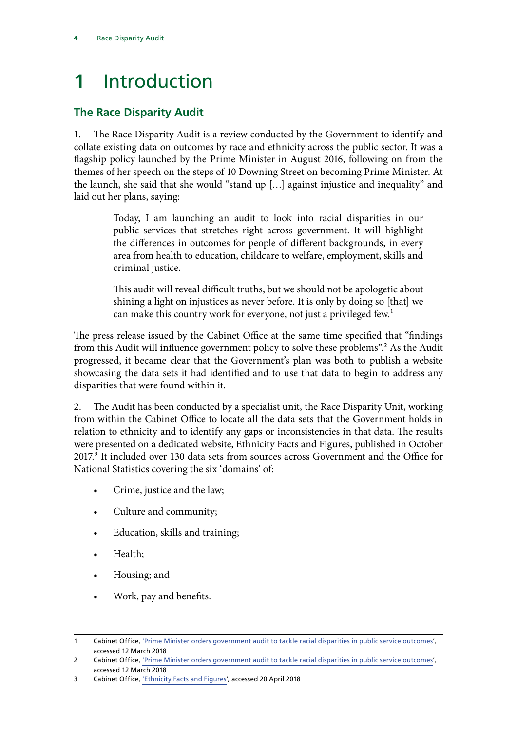# 1 Introduction

## The Race Disparity Audit

1. The Race Disparity Audit is a review conducted by the Government to identify and collate existing data on outcomes by race and ethnicity across the public sector. It was a flagship policy launched by the Prime Minister in August 2016, following on from the themes of her speech on the steps of 10 Downing Street on becoming Prime Minister. At the launch, she said that she would "stand up […] against injustice and inequality" and laid out her plans, saying:

> Today, I am launching an audit to look into racial disparities in our public services that stretches right across government. It will highlight the differences in outcomes for people of different backgrounds, in every area from health to education, childcare to welfare, employment, skills and criminal justice.
>
> This audit will reveal difficult truths, but we should not be apologetic about shining a light on injustices as never before. It is only by doing so [that] we can make this country work for everyone, not just a privileged few.[1]

The press release issued by the Cabinet Office at the same time specified that "findings from this Audit will influence government policy to solve these problems".[2] As the Audit progressed, it became clear that the Government's plan was both to publish a website showcasing the data sets it had identified and to use that data to begin to address any disparities that were found within it.

2. The Audit has been conducted by a specialist unit, the Race Disparity Unit, working from within the Cabinet Office to locate all the data sets that the Government holds in relation to ethnicity and to identify any gaps or inconsistencies in that data. The results were presented on a dedicated website, Ethnicity Facts and Figures, published in October 2017.[3] It included over 130 data sets from sources across Government and the Office for National Statistics covering the six 'domains' of:

- Crime, justice and the law;
- Culture and community;
- Education, skills and training;
- Health;
- Housing; and
- Work, pay and benefits.

---

1 Cabinet Office, 'Prime Minister orders government audit to tackle racial disparities in public service outcomes', accessed 12 March 2018

2 Cabinet Office, 'Prime Minister orders government audit to tackle racial disparities in public service outcomes', accessed 12 March 2018

3 Cabinet Office, 'Ethnicity Facts and Figures', accessed 20 April 2018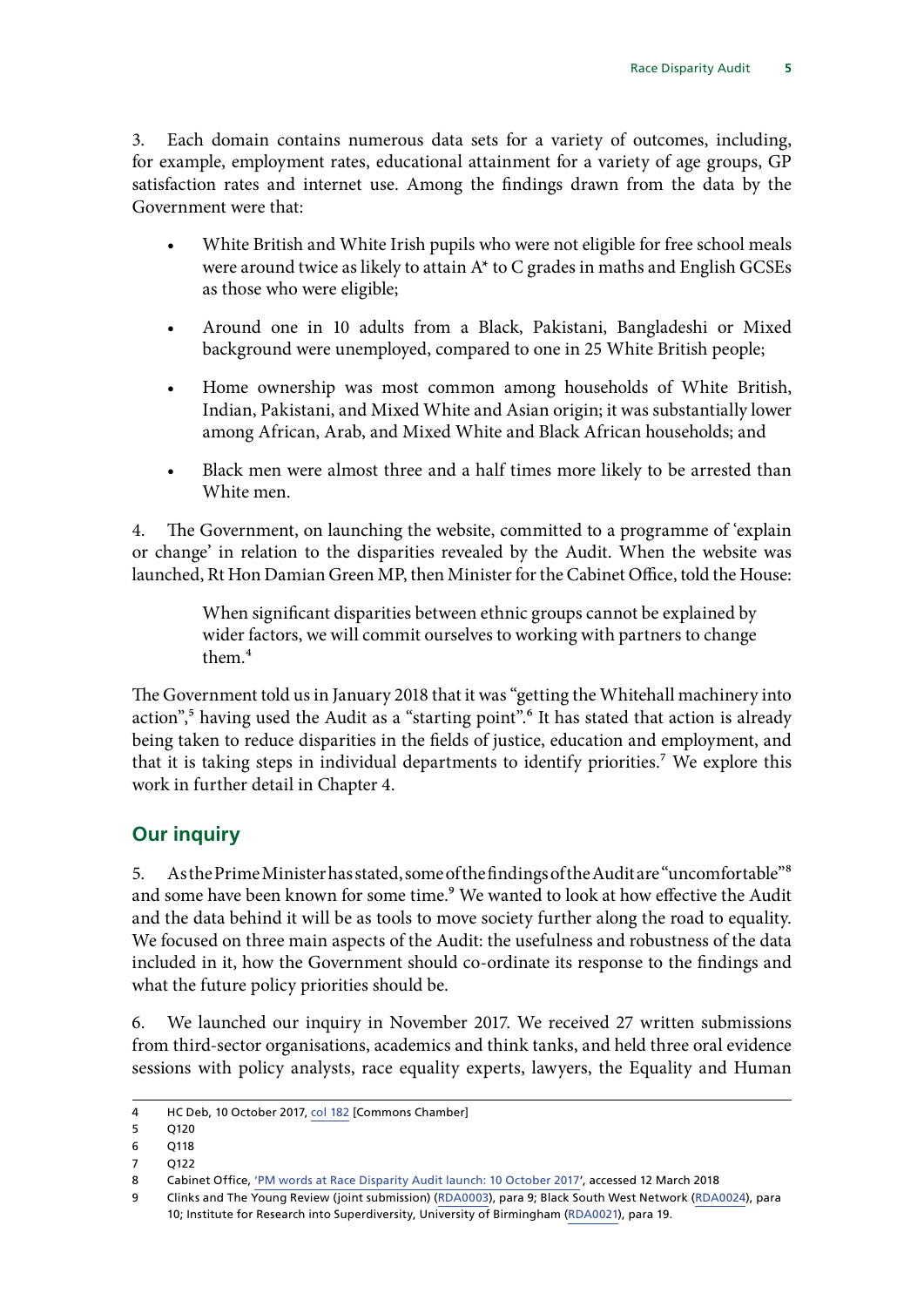3. Each domain contains numerous data sets for a variety of outcomes, including, for example, employment rates, educational attainment for a variety of age groups, GP satisfaction rates and internet use. Among the findings drawn from the data by the Government were that:

- White British and White Irish pupils who were not eligible for free school meals were around twice as likely to attain A* to C grades in maths and English GCSEs as those who were eligible;
- Around one in 10 adults from a Black, Pakistani, Bangladeshi or Mixed background were unemployed, compared to one in 25 White British people;
- Home ownership was most common among households of White British, Indian, Pakistani, and Mixed White and Asian origin; it was substantially lower among African, Arab, and Mixed White and Black African households; and
- Black men were almost three and a half times more likely to be arrested than White men.

4. The Government, on launching the website, committed to a programme of 'explain or change' in relation to the disparities revealed by the Audit. When the website was launched, Rt Hon Damian Green MP, then Minister for the Cabinet Office, told the House:

> When significant disparities between ethnic groups cannot be explained by wider factors, we will commit ourselves to working with partners to change them.[4]

The Government told us in January 2018 that it was "getting the Whitehall machinery into action",[5] having used the Audit as a "starting point".[6] It has stated that action is already being taken to reduce disparities in the fields of justice, education and employment, and that it is taking steps in individual departments to identify priorities.[7] We explore this work in further detail in Chapter 4.

## Our inquiry

5. As the Prime Minister has stated, some of the findings of the Audit are "uncomfortable"[8] and some have been known for some time.[9] We wanted to look at how effective the Audit and the data behind it will be as tools to move society further along the road to equality. We focused on three main aspects of the Audit: the usefulness and robustness of the data included in it, how the Government should co-ordinate its response to the findings and what the future policy priorities should be.

6. We launched our inquiry in November 2017. We received 27 written submissions from third-sector organisations, academics and think tanks, and held three oral evidence sessions with policy analysts, race equality experts, lawyers, the Equality and Human

---

4 HC Deb, 10 October 2017, col 182 [Commons Chamber]

5 Q120

6 Q118

7 Q122

8 Cabinet Office, 'PM words at Race Disparity Audit launch: 10 October 2017', accessed 12 March 2018

9 Clinks and The Young Review (joint submission) (RDA0003), para 9; Black South West Network (RDA0024), para 10; Institute for Research into Superdiversity, University of Birmingham (RDA0021), para 19.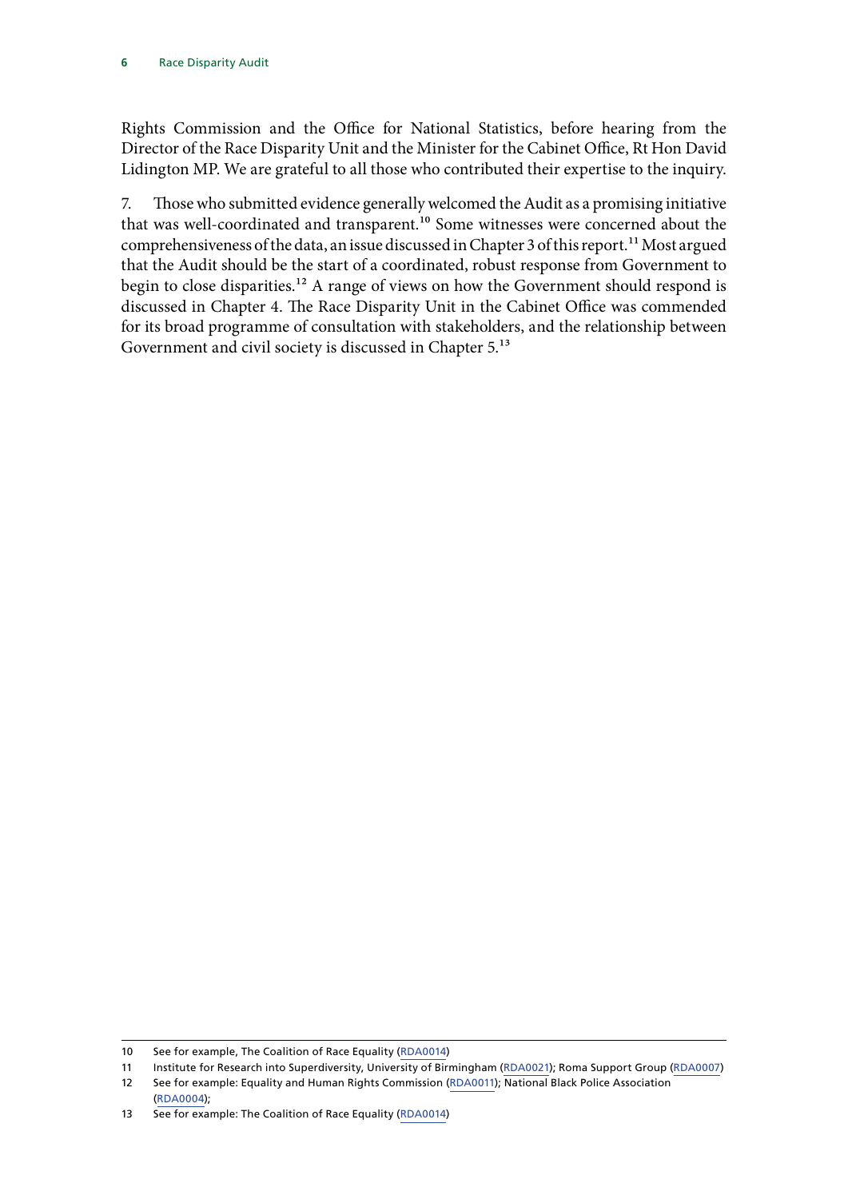Rights Commission and the Office for National Statistics, before hearing from the Director of the Race Disparity Unit and the Minister for the Cabinet Office, Rt Hon David Lidington MP. We are grateful to all those who contributed their expertise to the inquiry.

7. Those who submitted evidence generally welcomed the Audit as a promising initiative that was well-coordinated and transparent.[10] Some witnesses were concerned about the comprehensiveness of the data, an issue discussed in Chapter 3 of this report.[11] Most argued that the Audit should be the start of a coordinated, robust response from Government to begin to close disparities.[12] A range of views on how the Government should respond is discussed in Chapter 4. The Race Disparity Unit in the Cabinet Office was commended for its broad programme of consultation with stakeholders, and the relationship between Government and civil society is discussed in Chapter 5.[13]

---

10 See for example, The Coalition of Race Equality (RDA0014)

11 Institute for Research into Superdiversity, University of Birmingham (RDA0021); Roma Support Group (RDA0007)

12 See for example: Equality and Human Rights Commission (RDA0011); National Black Police Association (RDA0004);

13 See for example: The Coalition of Race Equality (RDA0014)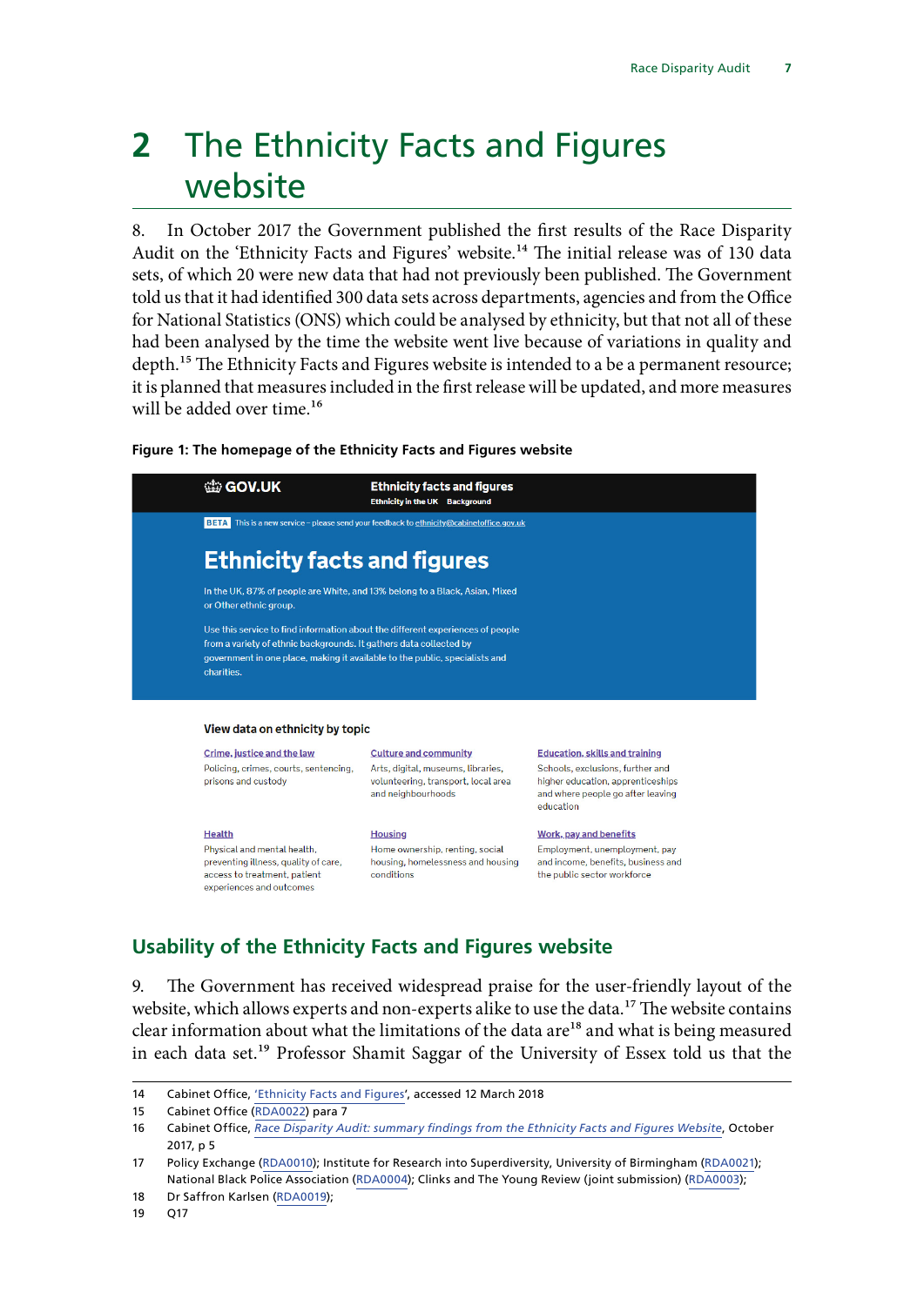# 2 The Ethnicity Facts and Figures website

8. In October 2017 the Government published the first results of the Race Disparity Audit on the 'Ethnicity Facts and Figures' website.[14] The initial release was of 130 data sets, of which 20 were new data that had not previously been published. The Government told us that it had identified 300 data sets across departments, agencies and from the Office for National Statistics (ONS) which could be analysed by ethnicity, but that not all of these had been analysed by the time the website went live because of variations in quality and depth.[15] The Ethnicity Facts and Figures website is intended to a be a permanent resource; it is planned that measures included in the first release will be updated, and more measures will be added over time.[16]

**Figure 1: The homepage of the Ethnicity Facts and Figures website**

GOV.UK | Ethnicity facts and figures
Ethnicity in the UK | Background

BETA This is a new service – please send your feedback to ethnicity@cabinetoffice.gov.uk

**Ethnicity facts and figures**

In the UK, 87% of people are White, and 13% belong to a Black, Asian, Mixed or Other ethnic group.

Use this service to find information about the different experiences of people from a variety of ethnic backgrounds. It gathers data collected by government in one place, making it available to the public, specialists and charities.

**View data on ethnicity by topic**

**Crime, justice and the law**
Policing, crimes, courts, sentencing, prisons and custody

**Culture and community**
Arts, digital, museums, libraries, volunteering, transport, local area and neighbourhoods

**Education, skills and training**
Schools, exclusions, further and higher education, apprenticeships and where people go after leaving education

**Health**
Physical and mental health, preventing illness, quality of care, access to treatment, patient experiences and outcomes

**Housing**
Home ownership, renting, social housing, homelessness and housing conditions

**Work, pay and benefits**
Employment, unemployment, pay and income, benefits, business and the public sector workforce

## Usability of the Ethnicity Facts and Figures website

9. The Government has received widespread praise for the user-friendly layout of the website, which allows experts and non-experts alike to use the data.[17] The website contains clear information about what the limitations of the data are[18] and what is being measured in each data set.[19] Professor Shamit Saggar of the University of Essex told us that the

---

14 Cabinet Office, 'Ethnicity Facts and Figures', accessed 12 March 2018

15 Cabinet Office (RDA0022) para 7

16 Cabinet Office, *Race Disparity Audit: summary findings from the Ethnicity Facts and Figures Website*, October 2017, p 5

17 Policy Exchange (RDA0010); Institute for Research into Superdiversity, University of Birmingham (RDA0021); National Black Police Association (RDA0004); Clinks and The Young Review (joint submission) (RDA0003);

18 Dr Saffron Karlsen (RDA0019);

19 Q17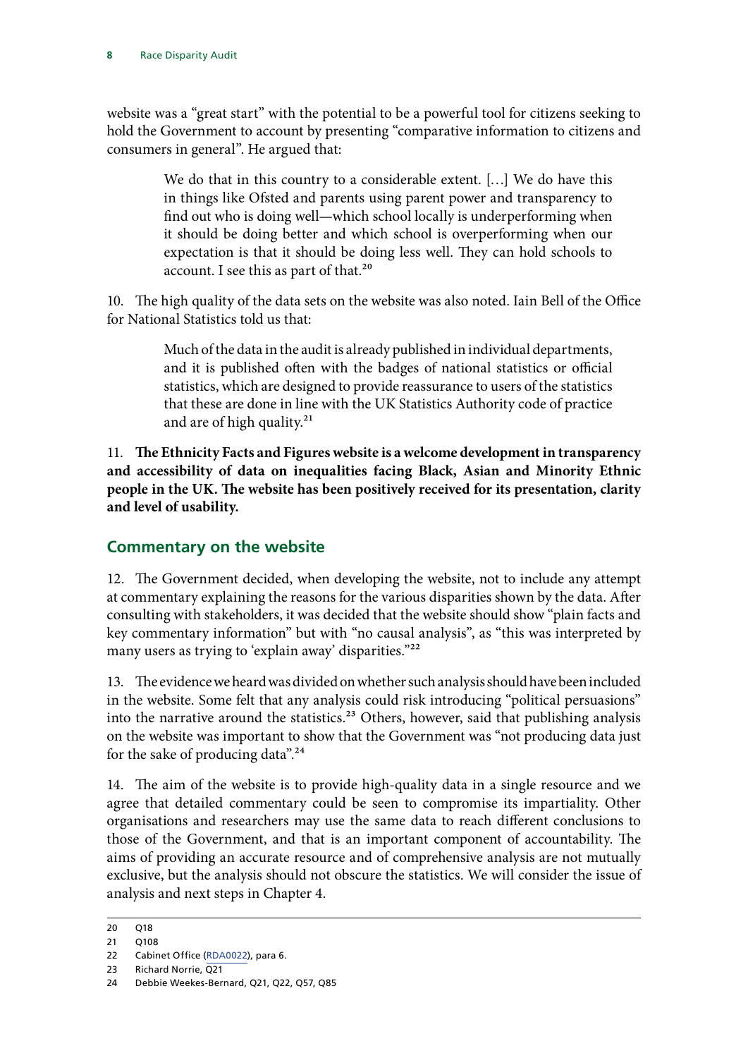website was a "great start" with the potential to be a powerful tool for citizens seeking to hold the Government to account by presenting "comparative information to citizens and consumers in general". He argued that:

> We do that in this country to a considerable extent. […] We do have this in things like Ofsted and parents using parent power and transparency to find out who is doing well—which school locally is underperforming when it should be doing better and which school is overperforming when our expectation is that it should be doing less well. They can hold schools to account. I see this as part of that.[20]

10. The high quality of the data sets on the website was also noted. Iain Bell of the Office for National Statistics told us that:

> Much of the data in the audit is already published in individual departments, and it is published often with the badges of national statistics or official statistics, which are designed to provide reassurance to users of the statistics that these are done in line with the UK Statistics Authority code of practice and are of high quality.[21]

11. **The Ethnicity Facts and Figures website is a welcome development in transparency and accessibility of data on inequalities facing Black, Asian and Minority Ethnic people in the UK. The website has been positively received for its presentation, clarity and level of usability.**

## Commentary on the website

12. The Government decided, when developing the website, not to include any attempt at commentary explaining the reasons for the various disparities shown by the data. After consulting with stakeholders, it was decided that the website should show "plain facts and key commentary information" but with "no causal analysis", as "this was interpreted by many users as trying to 'explain away' disparities."[22]

13. The evidence we heard was divided on whether such analysis should have been included in the website. Some felt that any analysis could risk introducing "political persuasions" into the narrative around the statistics.[23] Others, however, said that publishing analysis on the website was important to show that the Government was "not producing data just for the sake of producing data".[24]

14. The aim of the website is to provide high-quality data in a single resource and we agree that detailed commentary could be seen to compromise its impartiality. Other organisations and researchers may use the same data to reach different conclusions to those of the Government, and that is an important component of accountability. The aims of providing an accurate resource and of comprehensive analysis are not mutually exclusive, but the analysis should not obscure the statistics. We will consider the issue of analysis and next steps in Chapter 4.

---

20 Q18

21 Q108

22 Cabinet Office (RDA0022), para 6.

23 Richard Norrie, Q21

24 Debbie Weekes-Bernard, Q21, Q22, Q57, Q85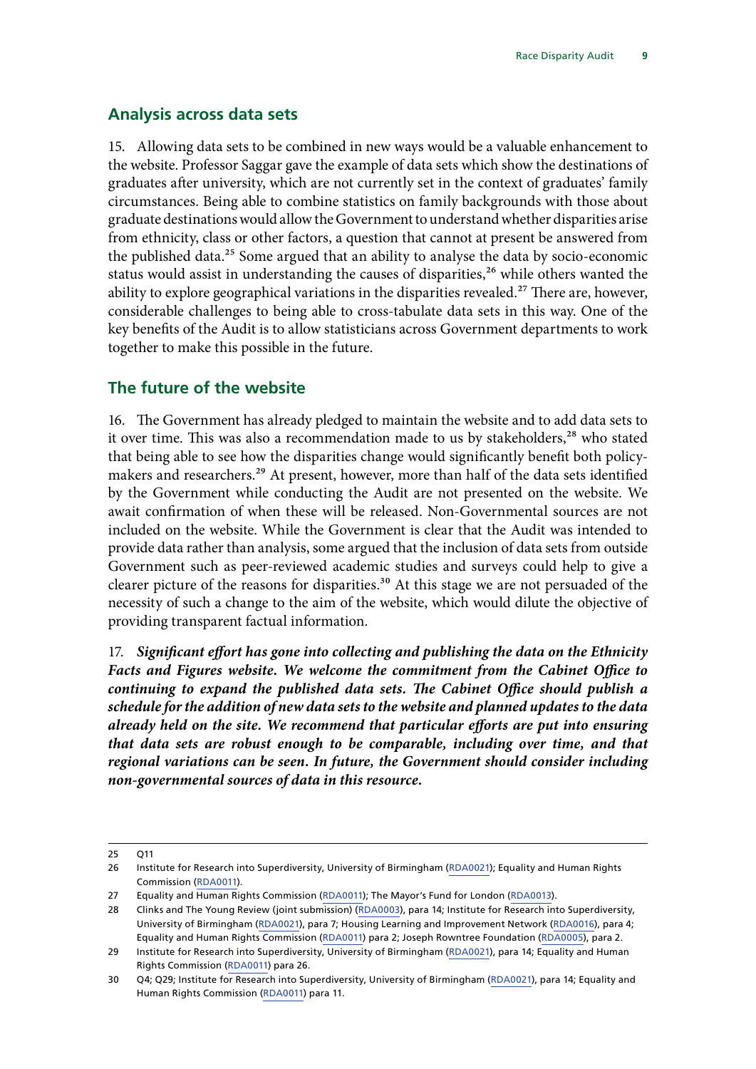## Analysis across data sets

15. Allowing data sets to be combined in new ways would be a valuable enhancement to the website. Professor Saggar gave the example of data sets which show the destinations of graduates after university, which are not currently set in the context of graduates' family circumstances. Being able to combine statistics on family backgrounds with those about graduate destinations would allow the Government to understand whether disparities arise from ethnicity, class or other factors, a question that cannot at present be answered from the published data.[25] Some argued that an ability to analyse the data by socio-economic status would assist in understanding the causes of disparities,[26] while others wanted the ability to explore geographical variations in the disparities revealed.[27] There are, however, considerable challenges to being able to cross-tabulate data sets in this way. One of the key benefits of the Audit is to allow statisticians across Government departments to work together to make this possible in the future.

## The future of the website

16. The Government has already pledged to maintain the website and to add data sets to it over time. This was also a recommendation made to us by stakeholders,[28] who stated that being able to see how the disparities change would significantly benefit both policy-makers and researchers.[29] At present, however, more than half of the data sets identified by the Government while conducting the Audit are not presented on the website. We await confirmation of when these will be released. Non-Governmental sources are not included on the website. While the Government is clear that the Audit was intended to provide data rather than analysis, some argued that the inclusion of data sets from outside Government such as peer-reviewed academic studies and surveys could help to give a clearer picture of the reasons for disparities.[30] At this stage we are not persuaded of the necessity of such a change to the aim of the website, which would dilute the objective of providing transparent factual information.

17. ***Significant effort has gone into collecting and publishing the data on the Ethnicity Facts and Figures website. We welcome the commitment from the Cabinet Office to continuing to expand the published data sets. The Cabinet Office should publish a schedule for the addition of new data sets to the website and planned updates to the data already held on the site. We recommend that particular efforts are put into ensuring that data sets are robust enough to be comparable, including over time, and that regional variations can be seen. In future, the Government should consider including non-governmental sources of data in this resource.***

---

25 Q11

26 Institute for Research into Superdiversity, University of Birmingham (RDA0021); Equality and Human Rights Commission (RDA0011).

27 Equality and Human Rights Commission (RDA0011); The Mayor's Fund for London (RDA0013).

28 Clinks and The Young Review (joint submission) (RDA0003), para 14; Institute for Research into Superdiversity, University of Birmingham (RDA0021), para 7; Housing Learning and Improvement Network (RDA0016), para 4; Equality and Human Rights Commission (RDA0011) para 2; Joseph Rowntree Foundation (RDA0005), para 2.

29 Institute for Research into Superdiversity, University of Birmingham (RDA0021), para 14; Equality and Human Rights Commission (RDA0011) para 26.

30 Q4; Q29; Institute for Research into Superdiversity, University of Birmingham (RDA0021), para 14; Equality and Human Rights Commission (RDA0011) para 11.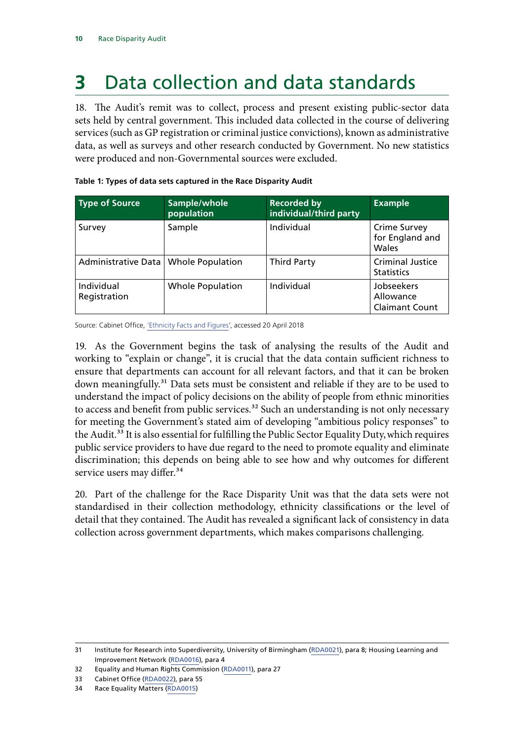# 3 Data collection and data standards

18. The Audit's remit was to collect, process and present existing public-sector data sets held by central government. This included data collected in the course of delivering services (such as GP registration or criminal justice convictions), known as administrative data, as well as surveys and other research conducted by Government. No new statistics were produced and non-Governmental sources were excluded.

**Table 1: Types of data sets captured in the Race Disparity Audit**

| Type of Source | Sample/whole population | Recorded by individual/third party | Example |
|---|---|---|---|
| Survey | Sample | Individual | Crime Survey for England and Wales |
| Administrative Data | Whole Population | Third Party | Criminal Justice Statistics |
| Individual Registration | Whole Population | Individual | Jobseekers Allowance Claimant Count |

Source: Cabinet Office, 'Ethnicity Facts and Figures', accessed 20 April 2018

19. As the Government begins the task of analysing the results of the Audit and working to "explain or change", it is crucial that the data contain sufficient richness to ensure that departments can account for all relevant factors, and that it can be broken down meaningfully.[31] Data sets must be consistent and reliable if they are to be used to understand the impact of policy decisions on the ability of people from ethnic minorities to access and benefit from public services.[32] Such an understanding is not only necessary for meeting the Government's stated aim of developing "ambitious policy responses" to the Audit.[33] It is also essential for fulfilling the Public Sector Equality Duty, which requires public service providers to have due regard to the need to promote equality and eliminate discrimination; this depends on being able to see how and why outcomes for different service users may differ.[34]

20. Part of the challenge for the Race Disparity Unit was that the data sets were not standardised in their collection methodology, ethnicity classifications or the level of detail that they contained. The Audit has revealed a significant lack of consistency in data collection across government departments, which makes comparisons challenging.

---

31 Institute for Research into Superdiversity, University of Birmingham (RDA0021), para 8; Housing Learning and Improvement Network (RDA0016), para 4

32 Equality and Human Rights Commission (RDA0011), para 27

33 Cabinet Office (RDA0022), para 55

34 Race Equality Matters (RDA0015)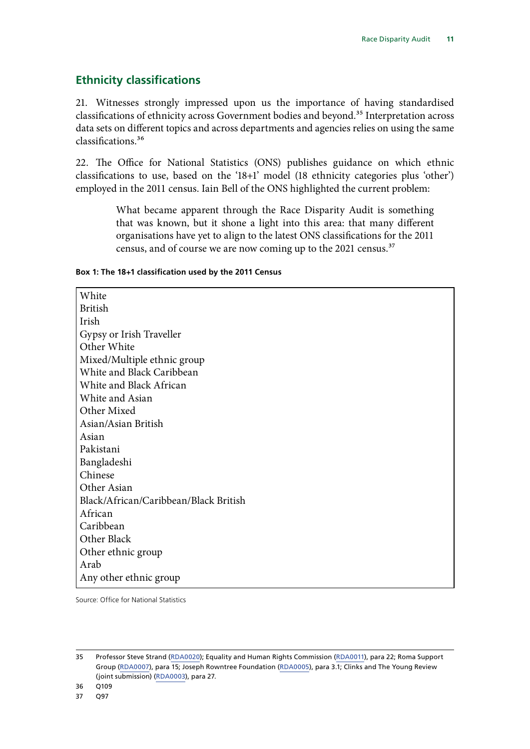## Ethnicity classifications

21. Witnesses strongly impressed upon us the importance of having standardised classifications of ethnicity across Government bodies and beyond.[35] Interpretation across data sets on different topics and across departments and agencies relies on using the same classifications.[36]

22. The Office for National Statistics (ONS) publishes guidance on which ethnic classifications to use, based on the '18+1' model (18 ethnicity categories plus 'other') employed in the 2011 census. Iain Bell of the ONS highlighted the current problem:

> What became apparent through the Race Disparity Audit is something that was known, but it shone a light into this area: that many different organisations have yet to align to the latest ONS classifications for the 2011 census, and of course we are now coming up to the 2021 census.[37]

**Box 1: The 18+1 classification used by the 2011 Census**

White
British
Irish
Gypsy or Irish Traveller
Other White
Mixed/Multiple ethnic group
White and Black Caribbean
White and Black African
White and Asian
Other Mixed
Asian/Asian British
Asian
Pakistani
Bangladeshi
Chinese
Other Asian
Black/African/Caribbean/Black British
African
Caribbean
Other Black
Other ethnic group
Arab
Any other ethnic group

Source: Office for National Statistics

35 Professor Steve Strand (RDA0020); Equality and Human Rights Commission (RDA0011), para 22; Roma Support Group (RDA0007), para 15; Joseph Rowntree Foundation (RDA0005), para 3.1; Clinks and The Young Review (joint submission) (RDA0003), para 27.

36 Q109

37 Q97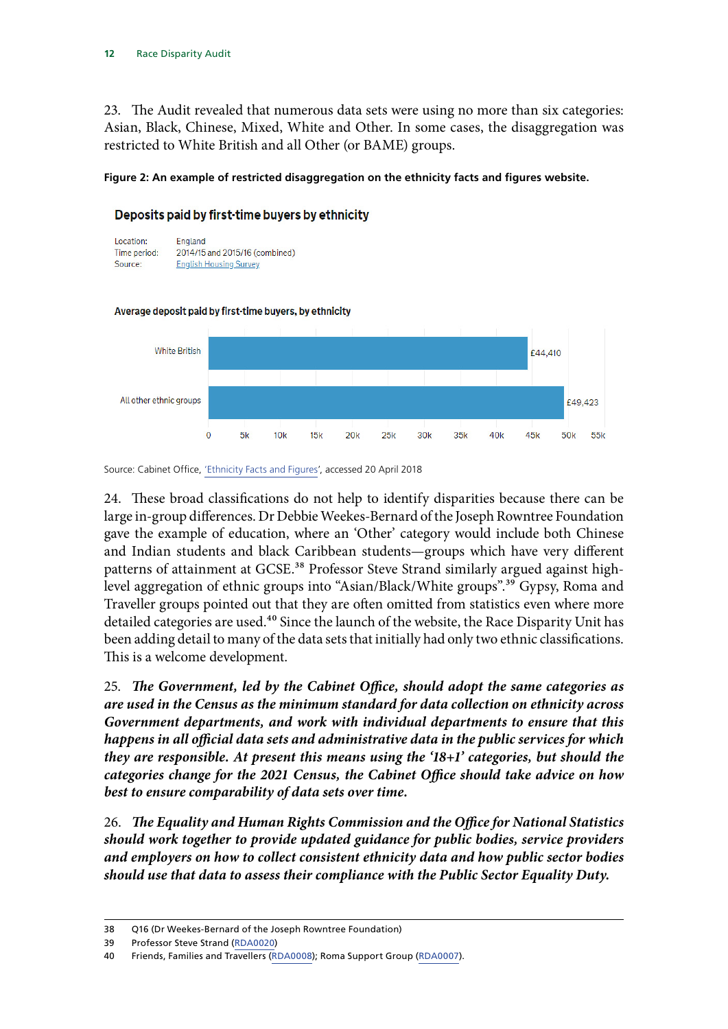23. The Audit revealed that numerous data sets were using no more than six categories: Asian, Black, Chinese, Mixed, White and Other. In some cases, the disaggregation was restricted to White British and all Other (or BAME) groups.

**Figure 2: An example of restricted disaggregation on the ethnicity facts and figures website.**

**Deposits paid by first-time buyers by ethnicity**

Location: England
Time period: 2014/15 and 2015/16 (combined)
Source: English Housing Survey

**Average deposit paid by first-time buyers, by ethnicity**

| Ethnicity | Average deposit |
| --- | --- |
| White British | £44,410 |
| All other ethnic groups | £49,423 |

Source: Cabinet Office, 'Ethnicity Facts and Figures', accessed 20 April 2018

24. These broad classifications do not help to identify disparities because there can be large in-group differences. Dr Debbie Weekes-Bernard of the Joseph Rowntree Foundation gave the example of education, where an 'Other' category would include both Chinese and Indian students and black Caribbean students—groups which have very different patterns of attainment at GCSE.[38] Professor Steve Strand similarly argued against high-level aggregation of ethnic groups into "Asian/Black/White groups".[39] Gypsy, Roma and Traveller groups pointed out that they are often omitted from statistics even where more detailed categories are used.[40] Since the launch of the website, the Race Disparity Unit has been adding detail to many of the data sets that initially had only two ethnic classifications. This is a welcome development.

25. ***The Government, led by the Cabinet Office, should adopt the same categories as are used in the Census as the minimum standard for data collection on ethnicity across Government departments, and work with individual departments to ensure that this happens in all official data sets and administrative data in the public services for which they are responsible. At present this means using the '18+1' categories, but should the categories change for the 2021 Census, the Cabinet Office should take advice on how best to ensure comparability of data sets over time.***

26. ***The Equality and Human Rights Commission and the Office for National Statistics should work together to provide updated guidance for public bodies, service providers and employers on how to collect consistent ethnicity data and how public sector bodies should use that data to assess their compliance with the Public Sector Equality Duty.***

---

38 Q16 (Dr Weekes-Bernard of the Joseph Rowntree Foundation)
39 Professor Steve Strand (RDA0020)
40 Friends, Families and Travellers (RDA0008); Roma Support Group (RDA0007).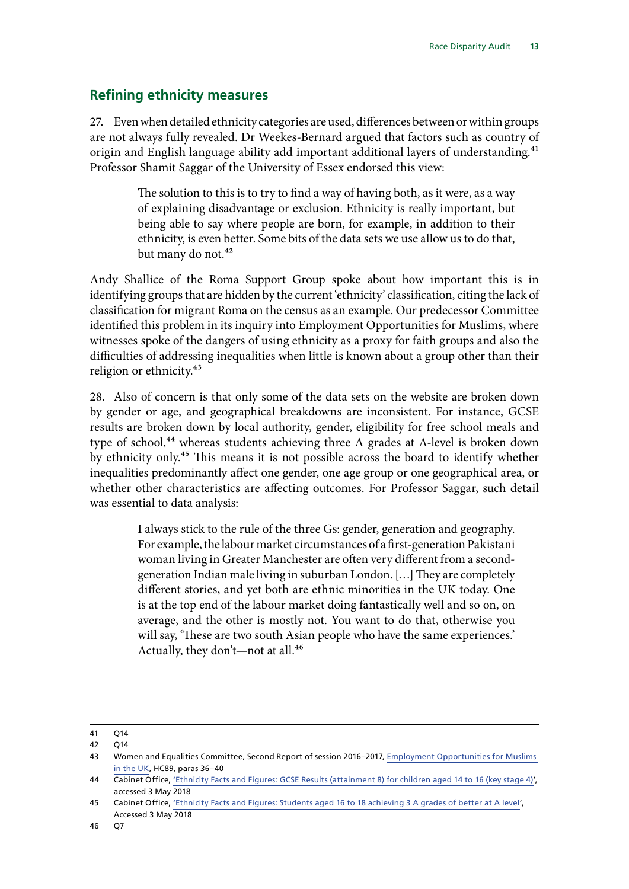## Refining ethnicity measures

27. Even when detailed ethnicity categories are used, differences between or within groups are not always fully revealed. Dr Weekes-Bernard argued that factors such as country of origin and English language ability add important additional layers of understanding.[41] Professor Shamit Saggar of the University of Essex endorsed this view:

> The solution to this is to try to find a way of having both, as it were, as a way of explaining disadvantage or exclusion. Ethnicity is really important, but being able to say where people are born, for example, in addition to their ethnicity, is even better. Some bits of the data sets we use allow us to do that, but many do not.[42]

Andy Shallice of the Roma Support Group spoke about how important this is in identifying groups that are hidden by the current 'ethnicity' classification, citing the lack of classification for migrant Roma on the census as an example. Our predecessor Committee identified this problem in its inquiry into Employment Opportunities for Muslims, where witnesses spoke of the dangers of using ethnicity as a proxy for faith groups and also the difficulties of addressing inequalities when little is known about a group other than their religion or ethnicity.[43]

28. Also of concern is that only some of the data sets on the website are broken down by gender or age, and geographical breakdowns are inconsistent. For instance, GCSE results are broken down by local authority, gender, eligibility for free school meals and type of school,[44] whereas students achieving three A grades at A-level is broken down by ethnicity only.[45] This means it is not possible across the board to identify whether inequalities predominantly affect one gender, one age group or one geographical area, or whether other characteristics are affecting outcomes. For Professor Saggar, such detail was essential to data analysis:

> I always stick to the rule of the three Gs: gender, generation and geography. For example, the labour market circumstances of a first-generation Pakistani woman living in Greater Manchester are often very different from a second-generation Indian male living in suburban London. […] They are completely different stories, and yet both are ethnic minorities in the UK today. One is at the top end of the labour market doing fantastically well and so on, on average, and the other is mostly not. You want to do that, otherwise you will say, 'These are two south Asian people who have the same experiences.' Actually, they don't—not at all.[46]

---

41 Q14

42 Q14

43 Women and Equalities Committee, Second Report of session 2016–2017, Employment Opportunities for Muslims in the UK, HC89, paras 36–40

44 Cabinet Office, 'Ethnicity Facts and Figures: GCSE Results (attainment 8) for children aged 14 to 16 (key stage 4)', accessed 3 May 2018

45 Cabinet Office, 'Ethnicity Facts and Figures: Students aged 16 to 18 achieving 3 A grades of better at A level', Accessed 3 May 2018

46 Q7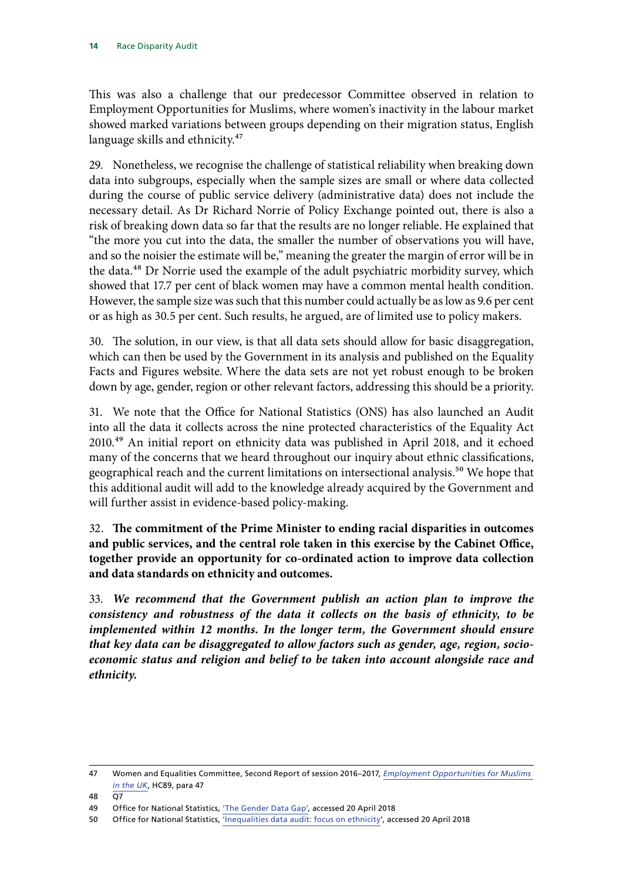This was also a challenge that our predecessor Committee observed in relation to Employment Opportunities for Muslims, where women's inactivity in the labour market showed marked variations between groups depending on their migration status, English language skills and ethnicity.[47]

29. Nonetheless, we recognise the challenge of statistical reliability when breaking down data into subgroups, especially when the sample sizes are small or where data collected during the course of public service delivery (administrative data) does not include the necessary detail. As Dr Richard Norrie of Policy Exchange pointed out, there is also a risk of breaking down data so far that the results are no longer reliable. He explained that "the more you cut into the data, the smaller the number of observations you will have, and so the noisier the estimate will be," meaning the greater the margin of error will be in the data.[48] Dr Norrie used the example of the adult psychiatric morbidity survey, which showed that 17.7 per cent of black women may have a common mental health condition. However, the sample size was such that this number could actually be as low as 9.6 per cent or as high as 30.5 per cent. Such results, he argued, are of limited use to policy makers.

30. The solution, in our view, is that all data sets should allow for basic disaggregation, which can then be used by the Government in its analysis and published on the Equality Facts and Figures website. Where the data sets are not yet robust enough to be broken down by age, gender, region or other relevant factors, addressing this should be a priority.

31. We note that the Office for National Statistics (ONS) has also launched an Audit into all the data it collects across the nine protected characteristics of the Equality Act 2010.[49] An initial report on ethnicity data was published in April 2018, and it echoed many of the concerns that we heard throughout our inquiry about ethnic classifications, geographical reach and the current limitations on intersectional analysis.[50] We hope that this additional audit will add to the knowledge already acquired by the Government and will further assist in evidence-based policy-making.

32. **The commitment of the Prime Minister to ending racial disparities in outcomes and public services, and the central role taken in this exercise by the Cabinet Office, together provide an opportunity for co-ordinated action to improve data collection and data standards on ethnicity and outcomes.**

33. ***We recommend that the Government publish an action plan to improve the consistency and robustness of the data it collects on the basis of ethnicity, to be implemented within 12 months. In the longer term, the Government should ensure that key data can be disaggregated to allow factors such as gender, age, region, socio-economic status and religion and belief to be taken into account alongside race and ethnicity.***

---

47 Women and Equalities Committee, Second Report of session 2016–2017, *Employment Opportunities for Muslims in the UK*, HC89, para 47

48 Q7

49 Office for National Statistics, 'The Gender Data Gap', accessed 20 April 2018

50 Office for National Statistics, 'Inequalities data audit: focus on ethnicity', accessed 20 April 2018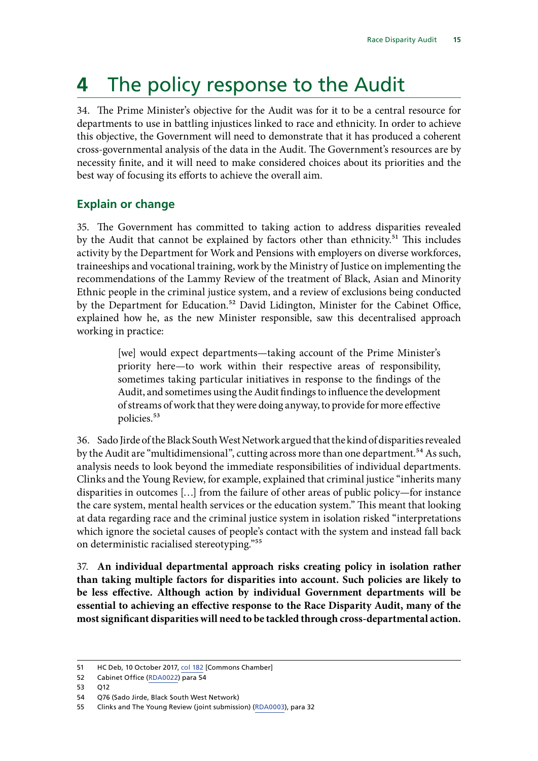# 4 The policy response to the Audit

34. The Prime Minister's objective for the Audit was for it to be a central resource for departments to use in battling injustices linked to race and ethnicity. In order to achieve this objective, the Government will need to demonstrate that it has produced a coherent cross-governmental analysis of the data in the Audit. The Government's resources are by necessity finite, and it will need to make considered choices about its priorities and the best way of focusing its efforts to achieve the overall aim.

## Explain or change

35. The Government has committed to taking action to address disparities revealed by the Audit that cannot be explained by factors other than ethnicity.[51] This includes activity by the Department for Work and Pensions with employers on diverse workforces, traineeships and vocational training, work by the Ministry of Justice on implementing the recommendations of the Lammy Review of the treatment of Black, Asian and Minority Ethnic people in the criminal justice system, and a review of exclusions being conducted by the Department for Education.[52] David Lidington, Minister for the Cabinet Office, explained how he, as the new Minister responsible, saw this decentralised approach working in practice:

> [we] would expect departments—taking account of the Prime Minister's priority here—to work within their respective areas of responsibility, sometimes taking particular initiatives in response to the findings of the Audit, and sometimes using the Audit findings to influence the development of streams of work that they were doing anyway, to provide for more effective policies.[53]

36. Sado Jirde of the Black South West Network argued that the kind of disparities revealed by the Audit are "multidimensional", cutting across more than one department.[54] As such, analysis needs to look beyond the immediate responsibilities of individual departments. Clinks and the Young Review, for example, explained that criminal justice "inherits many disparities in outcomes […] from the failure of other areas of public policy—for instance the care system, mental health services or the education system." This meant that looking at data regarding race and the criminal justice system in isolation risked "interpretations which ignore the societal causes of people's contact with the system and instead fall back on deterministic racialised stereotyping."[55]

37. **An individual departmental approach risks creating policy in isolation rather than taking multiple factors for disparities into account. Such policies are likely to be less effective. Although action by individual Government departments will be essential to achieving an effective response to the Race Disparity Audit, many of the most significant disparities will need to be tackled through cross-departmental action.**

---

51 HC Deb, 10 October 2017, col 182 [Commons Chamber]

52 Cabinet Office (RDA0022) para 54

53 Q12

54 Q76 (Sado Jirde, Black South West Network)

55 Clinks and The Young Review (joint submission) (RDA0003), para 32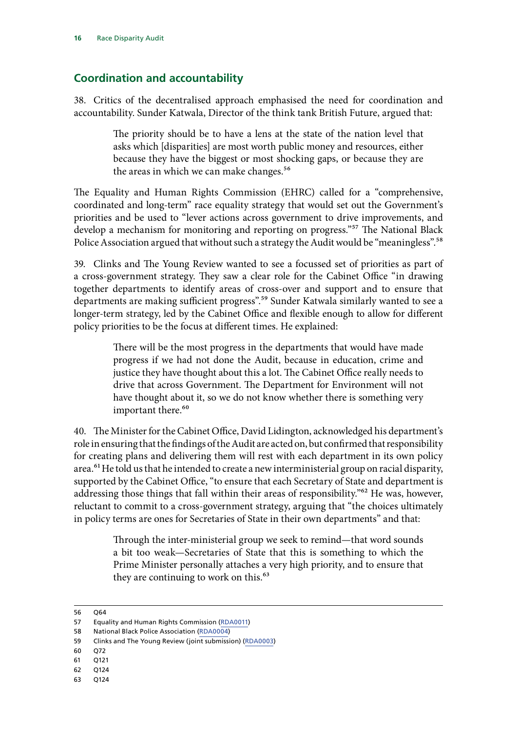## Coordination and accountability

38. Critics of the decentralised approach emphasised the need for coordination and accountability. Sunder Katwala, Director of the think tank British Future, argued that:

> The priority should be to have a lens at the state of the nation level that asks which [disparities] are most worth public money and resources, either because they have the biggest or most shocking gaps, or because they are the areas in which we can make changes.[56]

The Equality and Human Rights Commission (EHRC) called for a "comprehensive, coordinated and long-term" race equality strategy that would set out the Government's priorities and be used to "lever actions across government to drive improvements, and develop a mechanism for monitoring and reporting on progress."[57] The National Black Police Association argued that without such a strategy the Audit would be "meaningless".[58]

39. Clinks and The Young Review wanted to see a focussed set of priorities as part of a cross-government strategy. They saw a clear role for the Cabinet Office "in drawing together departments to identify areas of cross-over and support and to ensure that departments are making sufficient progress".[59] Sunder Katwala similarly wanted to see a longer-term strategy, led by the Cabinet Office and flexible enough to allow for different policy priorities to be the focus at different times. He explained:

> There will be the most progress in the departments that would have made progress if we had not done the Audit, because in education, crime and justice they have thought about this a lot. The Cabinet Office really needs to drive that across Government. The Department for Environment will not have thought about it, so we do not know whether there is something very important there.[60]

40. The Minister for the Cabinet Office, David Lidington, acknowledged his department's role in ensuring that the findings of the Audit are acted on, but confirmed that responsibility for creating plans and delivering them will rest with each department in its own policy area.[61] He told us that he intended to create a new interministerial group on racial disparity, supported by the Cabinet Office, "to ensure that each Secretary of State and department is addressing those things that fall within their areas of responsibility."[62] He was, however, reluctant to commit to a cross-government strategy, arguing that "the choices ultimately in policy terms are ones for Secretaries of State in their own departments" and that:

> Through the inter-ministerial group we seek to remind—that word sounds a bit too weak—Secretaries of State that this is something to which the Prime Minister personally attaches a very high priority, and to ensure that they are continuing to work on this.[63]

---

56 Q64
57 Equality and Human Rights Commission (RDA0011)
58 National Black Police Association (RDA0004)
59 Clinks and The Young Review (joint submission) (RDA0003)
60 Q72
61 Q121
62 Q124
63 Q124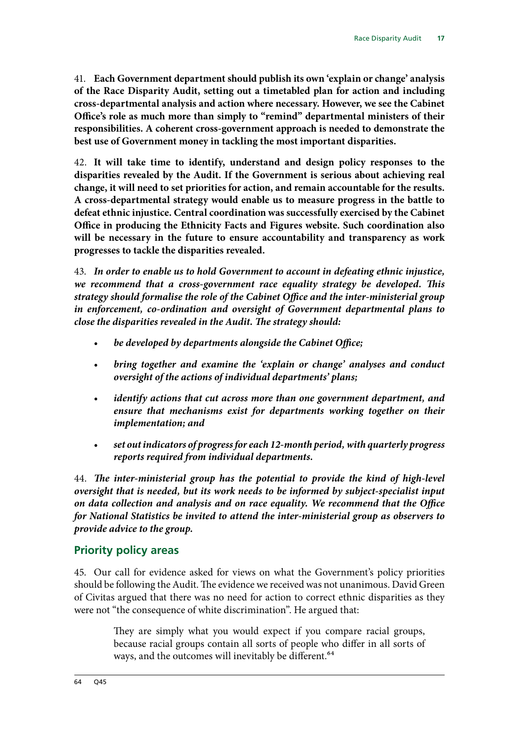41. **Each Government department should publish its own 'explain or change' analysis of the Race Disparity Audit, setting out a timetabled plan for action and including cross-departmental analysis and action where necessary. However, we see the Cabinet Office's role as much more than simply to "remind" departmental ministers of their responsibilities. A coherent cross-government approach is needed to demonstrate the best use of Government money in tackling the most important disparities.**

42. **It will take time to identify, understand and design policy responses to the disparities revealed by the Audit. If the Government is serious about achieving real change, it will need to set priorities for action, and remain accountable for the results. A cross-departmental strategy would enable us to measure progress in the battle to defeat ethnic injustice. Central coordination was successfully exercised by the Cabinet Office in producing the Ethnicity Facts and Figures website. Such coordination also will be necessary in the future to ensure accountability and transparency as work progresses to tackle the disparities revealed.**

43. ***In order to enable us to hold Government to account in defeating ethnic injustice, we recommend that a cross-government race equality strategy be developed. This strategy should formalise the role of the Cabinet Office and the inter-ministerial group in enforcement, co-ordination and oversight of Government departmental plans to close the disparities revealed in the Audit. The strategy should:***

- ***be developed by departments alongside the Cabinet Office;***
- ***bring together and examine the 'explain or change' analyses and conduct oversight of the actions of individual departments' plans;***
- ***identify actions that cut across more than one government department, and ensure that mechanisms exist for departments working together on their implementation; and***
- ***set out indicators of progress for each 12-month period, with quarterly progress reports required from individual departments.***

44. ***The inter-ministerial group has the potential to provide the kind of high-level oversight that is needed, but its work needs to be informed by subject-specialist input on data collection and analysis and on race equality. We recommend that the Office for National Statistics be invited to attend the inter-ministerial group as observers to provide advice to the group.***

## Priority policy areas

45. Our call for evidence asked for views on what the Government's policy priorities should be following the Audit. The evidence we received was not unanimous. David Green of Civitas argued that there was no need for action to correct ethnic disparities as they were not "the consequence of white discrimination". He argued that:

> They are simply what you would expect if you compare racial groups, because racial groups contain all sorts of people who differ in all sorts of ways, and the outcomes will inevitably be different.[64]

64 Q45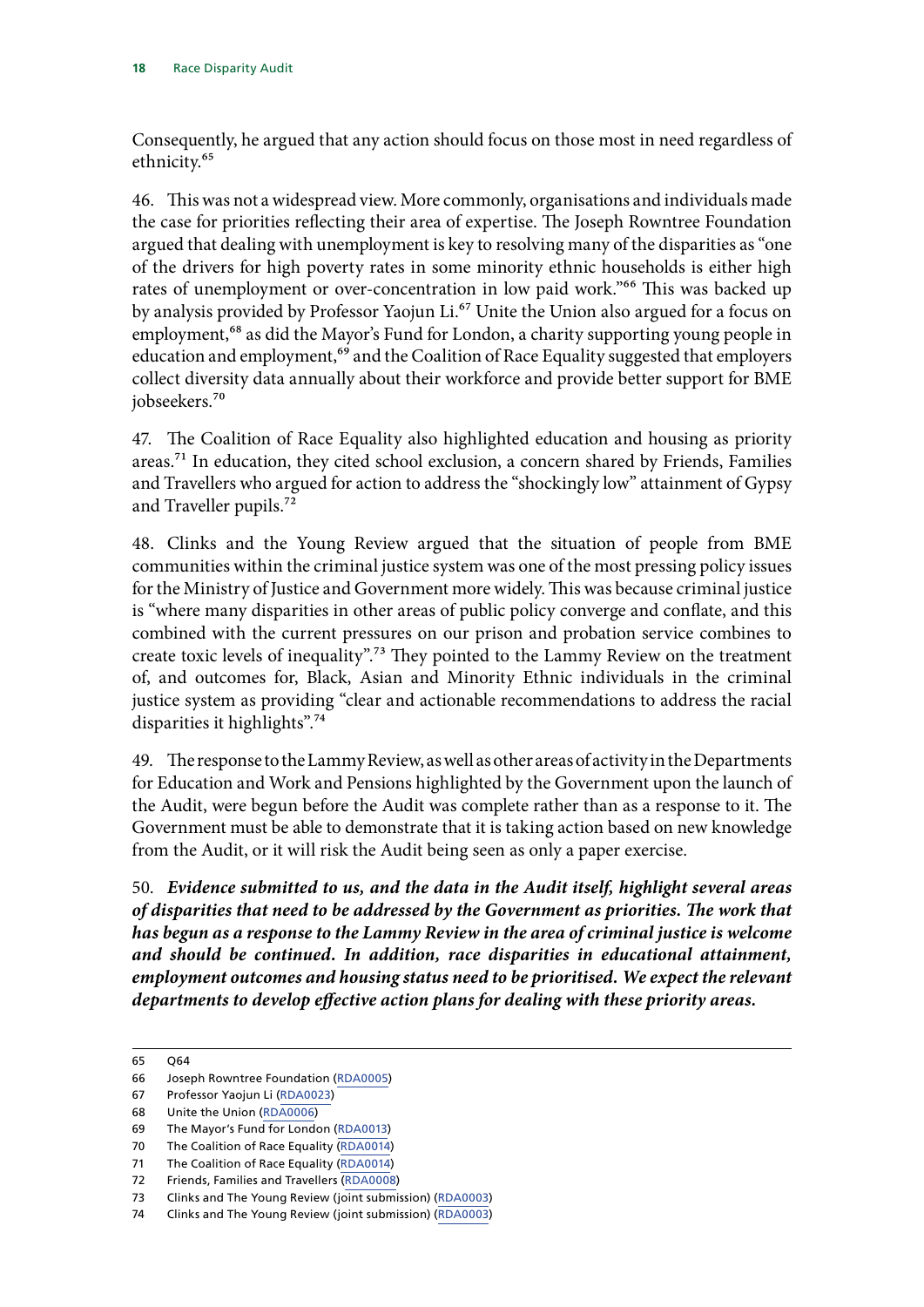Consequently, he argued that any action should focus on those most in need regardless of ethnicity.[65]

46. This was not a widespread view. More commonly, organisations and individuals made the case for priorities reflecting their area of expertise. The Joseph Rowntree Foundation argued that dealing with unemployment is key to resolving many of the disparities as "one of the drivers for high poverty rates in some minority ethnic households is either high rates of unemployment or over-concentration in low paid work."[66] This was backed up by analysis provided by Professor Yaojun Li.[67] Unite the Union also argued for a focus on employment,[68] as did the Mayor's Fund for London, a charity supporting young people in education and employment,[69] and the Coalition of Race Equality suggested that employers collect diversity data annually about their workforce and provide better support for BME jobseekers.[70]

47. The Coalition of Race Equality also highlighted education and housing as priority areas.[71] In education, they cited school exclusion, a concern shared by Friends, Families and Travellers who argued for action to address the "shockingly low" attainment of Gypsy and Traveller pupils.[72]

48. Clinks and the Young Review argued that the situation of people from BME communities within the criminal justice system was one of the most pressing policy issues for the Ministry of Justice and Government more widely. This was because criminal justice is "where many disparities in other areas of public policy converge and conflate, and this combined with the current pressures on our prison and probation service combines to create toxic levels of inequality".[73] They pointed to the Lammy Review on the treatment of, and outcomes for, Black, Asian and Minority Ethnic individuals in the criminal justice system as providing "clear and actionable recommendations to address the racial disparities it highlights".[74]

49. The response to the Lammy Review, as well as other areas of activity in the Departments for Education and Work and Pensions highlighted by the Government upon the launch of the Audit, were begun before the Audit was complete rather than as a response to it. The Government must be able to demonstrate that it is taking action based on new knowledge from the Audit, or it will risk the Audit being seen as only a paper exercise.

50. ***Evidence submitted to us, and the data in the Audit itself, highlight several areas of disparities that need to be addressed by the Government as priorities. The work that has begun as a response to the Lammy Review in the area of criminal justice is welcome and should be continued. In addition, race disparities in educational attainment, employment outcomes and housing status need to be prioritised. We expect the relevant departments to develop effective action plans for dealing with these priority areas.***

---

65 Q64
66 Joseph Rowntree Foundation (RDA0005)
67 Professor Yaojun Li (RDA0023)
68 Unite the Union (RDA0006)
69 The Mayor's Fund for London (RDA0013)
70 The Coalition of Race Equality (RDA0014)
71 The Coalition of Race Equality (RDA0014)
72 Friends, Families and Travellers (RDA0008)
73 Clinks and The Young Review (joint submission) (RDA0003)
74 Clinks and The Young Review (joint submission) (RDA0003)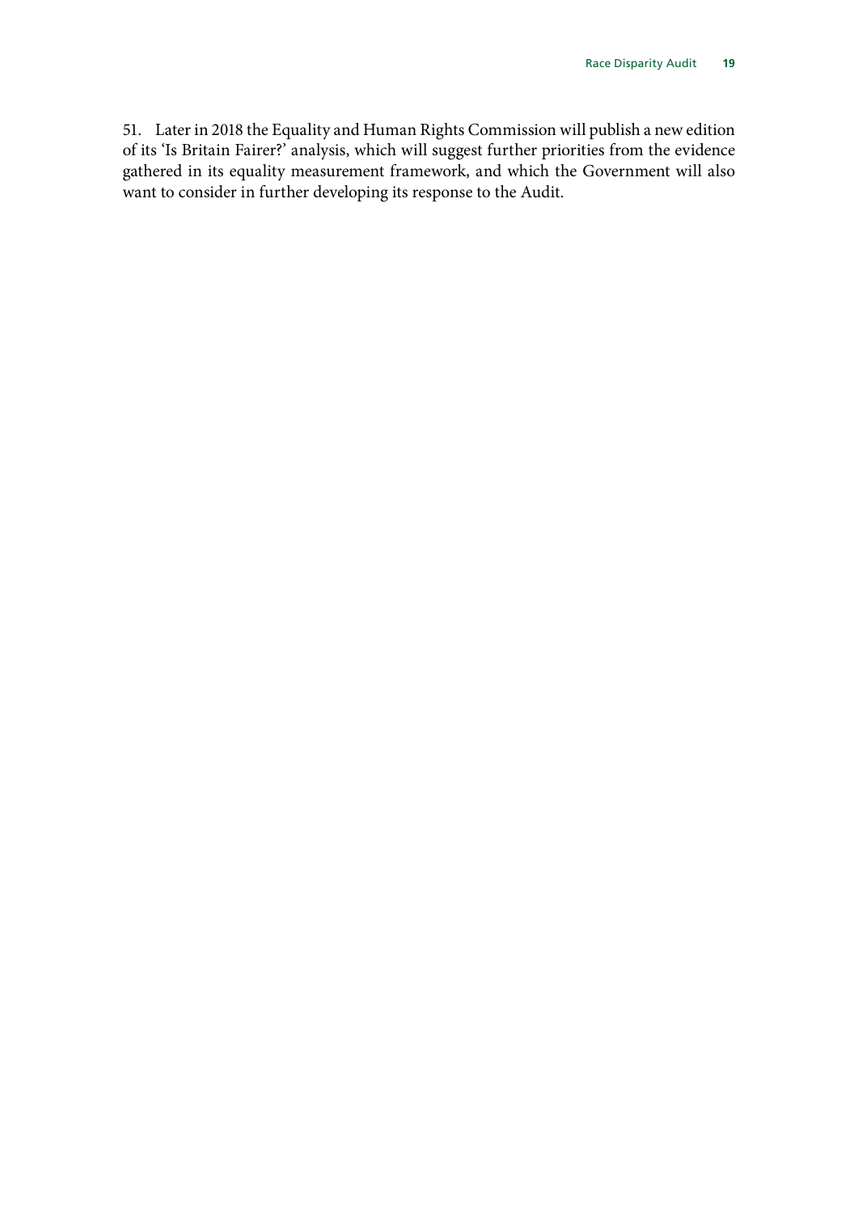51. Later in 2018 the Equality and Human Rights Commission will publish a new edition of its 'Is Britain Fairer?' analysis, which will suggest further priorities from the evidence gathered in its equality measurement framework, and which the Government will also want to consider in further developing its response to the Audit.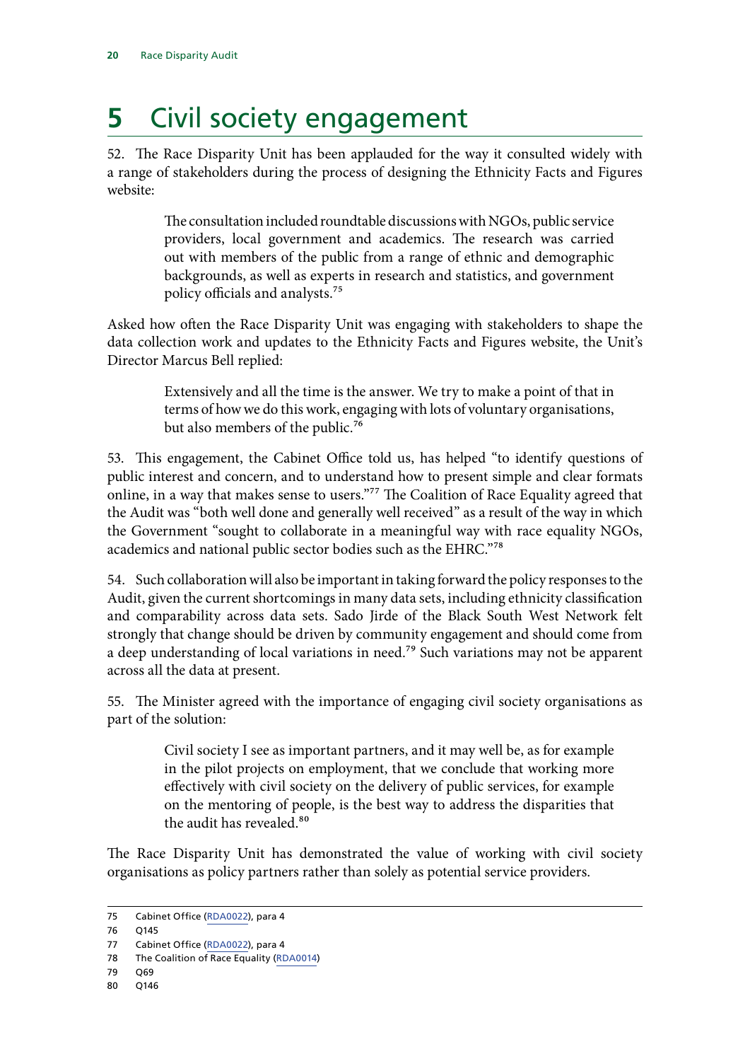# 5 Civil society engagement

52. The Race Disparity Unit has been applauded for the way it consulted widely with a range of stakeholders during the process of designing the Ethnicity Facts and Figures website:

> The consultation included roundtable discussions with NGOs, public service providers, local government and academics. The research was carried out with members of the public from a range of ethnic and demographic backgrounds, as well as experts in research and statistics, and government policy officials and analysts.[75]

Asked how often the Race Disparity Unit was engaging with stakeholders to shape the data collection work and updates to the Ethnicity Facts and Figures website, the Unit's Director Marcus Bell replied:

> Extensively and all the time is the answer. We try to make a point of that in terms of how we do this work, engaging with lots of voluntary organisations, but also members of the public.[76]

53. This engagement, the Cabinet Office told us, has helped "to identify questions of public interest and concern, and to understand how to present simple and clear formats online, in a way that makes sense to users."[77] The Coalition of Race Equality agreed that the Audit was "both well done and generally well received" as a result of the way in which the Government "sought to collaborate in a meaningful way with race equality NGOs, academics and national public sector bodies such as the EHRC."[78]

54. Such collaboration will also be important in taking forward the policy responses to the Audit, given the current shortcomings in many data sets, including ethnicity classification and comparability across data sets. Sado Jirde of the Black South West Network felt strongly that change should be driven by community engagement and should come from a deep understanding of local variations in need.[79] Such variations may not be apparent across all the data at present.

55. The Minister agreed with the importance of engaging civil society organisations as part of the solution:

> Civil society I see as important partners, and it may well be, as for example in the pilot projects on employment, that we conclude that working more effectively with civil society on the delivery of public services, for example on the mentoring of people, is the best way to address the disparities that the audit has revealed.[80]

The Race Disparity Unit has demonstrated the value of working with civil society organisations as policy partners rather than solely as potential service providers.

---

75 Cabinet Office (RDA0022), para 4

76 Q145

77 Cabinet Office (RDA0022), para 4

78 The Coalition of Race Equality (RDA0014)

79 Q69

80 Q146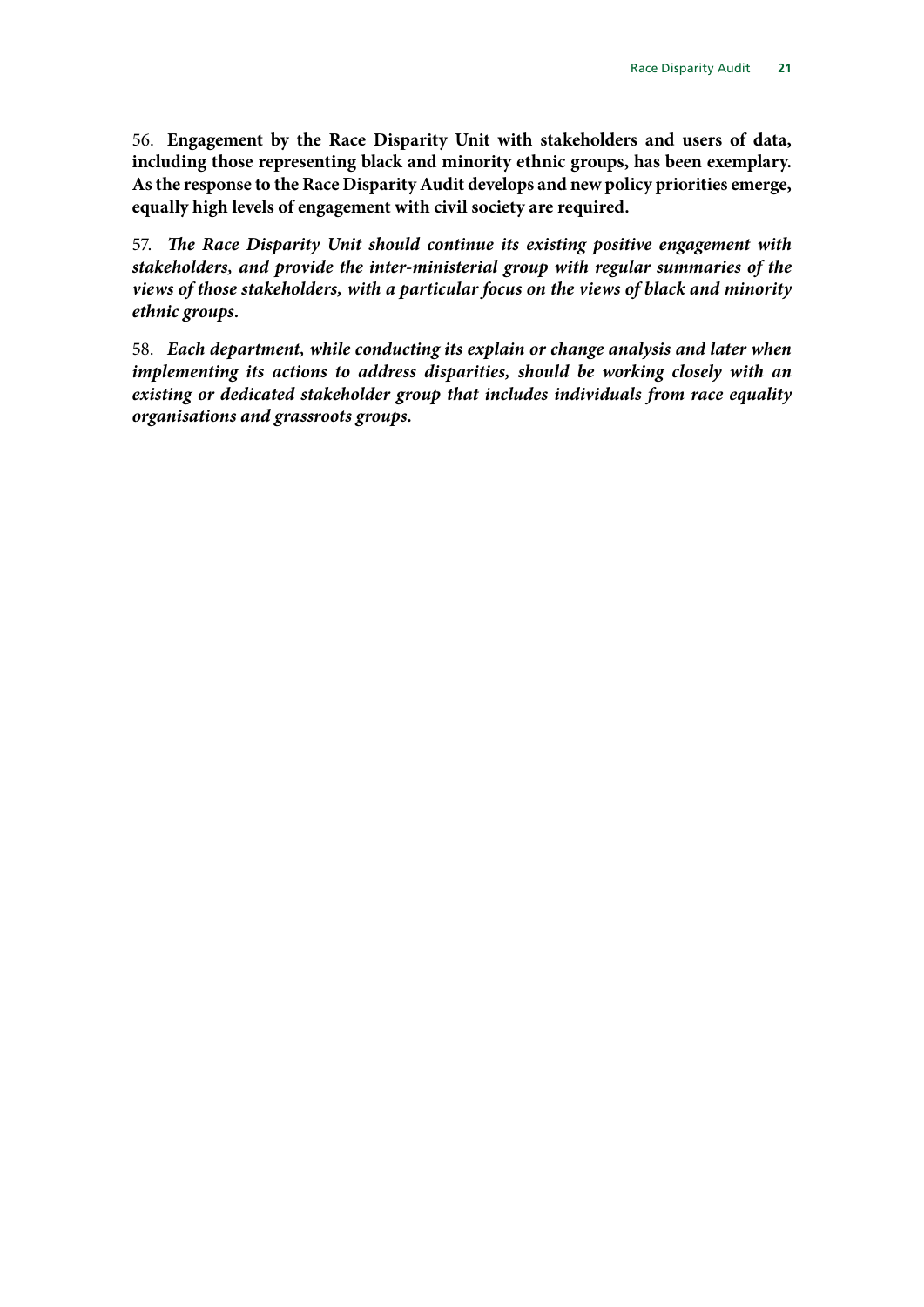56. **Engagement by the Race Disparity Unit with stakeholders and users of data, including those representing black and minority ethnic groups, has been exemplary. As the response to the Race Disparity Audit develops and new policy priorities emerge, equally high levels of engagement with civil society are required.**

57. ***The Race Disparity Unit should continue its existing positive engagement with stakeholders, and provide the inter-ministerial group with regular summaries of the views of those stakeholders, with a particular focus on the views of black and minority ethnic groups.***

58. ***Each department, while conducting its explain or change analysis and later when implementing its actions to address disparities, should be working closely with an existing or dedicated stakeholder group that includes individuals from race equality organisations and grassroots groups.***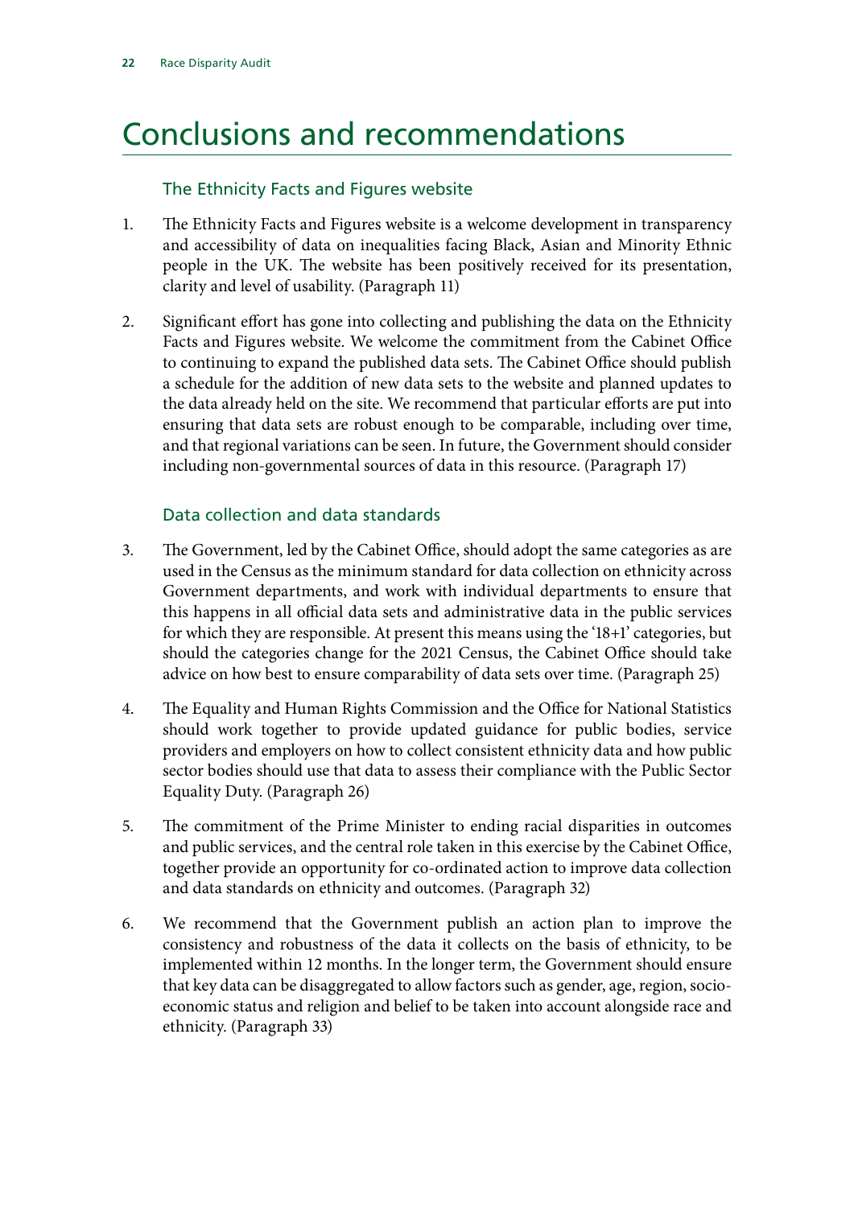# Conclusions and recommendations

## The Ethnicity Facts and Figures website

1. The Ethnicity Facts and Figures website is a welcome development in transparency and accessibility of data on inequalities facing Black, Asian and Minority Ethnic people in the UK. The website has been positively received for its presentation, clarity and level of usability. (Paragraph 11)

2. Significant effort has gone into collecting and publishing the data on the Ethnicity Facts and Figures website. We welcome the commitment from the Cabinet Office to continuing to expand the published data sets. The Cabinet Office should publish a schedule for the addition of new data sets to the website and planned updates to the data already held on the site. We recommend that particular efforts are put into ensuring that data sets are robust enough to be comparable, including over time, and that regional variations can be seen. In future, the Government should consider including non-governmental sources of data in this resource. (Paragraph 17)

## Data collection and data standards

3. The Government, led by the Cabinet Office, should adopt the same categories as are used in the Census as the minimum standard for data collection on ethnicity across Government departments, and work with individual departments to ensure that this happens in all official data sets and administrative data in the public services for which they are responsible. At present this means using the '18+1' categories, but should the categories change for the 2021 Census, the Cabinet Office should take advice on how best to ensure comparability of data sets over time. (Paragraph 25)

4. The Equality and Human Rights Commission and the Office for National Statistics should work together to provide updated guidance for public bodies, service providers and employers on how to collect consistent ethnicity data and how public sector bodies should use that data to assess their compliance with the Public Sector Equality Duty. (Paragraph 26)

5. The commitment of the Prime Minister to ending racial disparities in outcomes and public services, and the central role taken in this exercise by the Cabinet Office, together provide an opportunity for co-ordinated action to improve data collection and data standards on ethnicity and outcomes. (Paragraph 32)

6. We recommend that the Government publish an action plan to improve the consistency and robustness of the data it collects on the basis of ethnicity, to be implemented within 12 months. In the longer term, the Government should ensure that key data can be disaggregated to allow factors such as gender, age, region, socio-economic status and religion and belief to be taken into account alongside race and ethnicity. (Paragraph 33)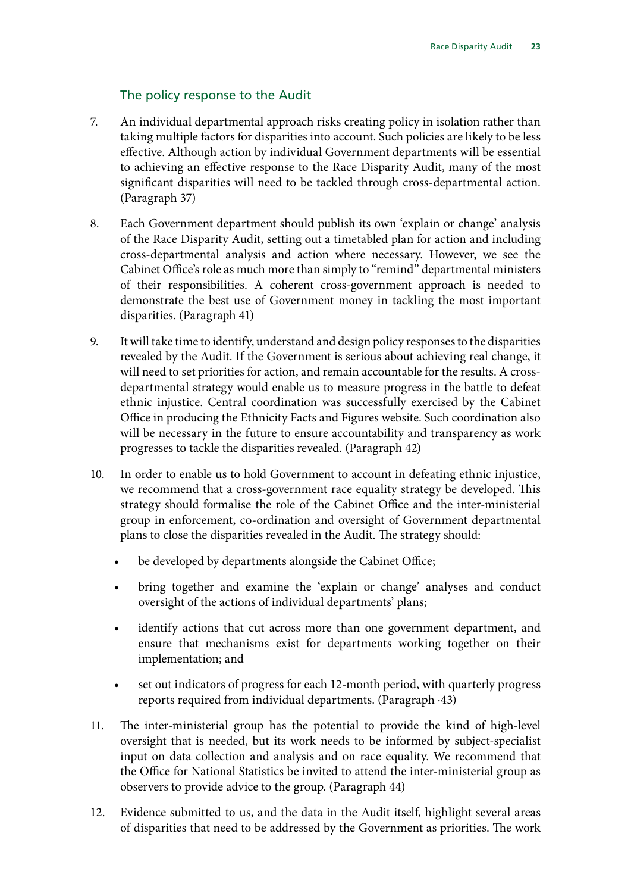## The policy response to the Audit

7. An individual departmental approach risks creating policy in isolation rather than taking multiple factors for disparities into account. Such policies are likely to be less effective. Although action by individual Government departments will be essential to achieving an effective response to the Race Disparity Audit, many of the most significant disparities will need to be tackled through cross-departmental action. (Paragraph 37)

8. Each Government department should publish its own 'explain or change' analysis of the Race Disparity Audit, setting out a timetabled plan for action and including cross-departmental analysis and action where necessary. However, we see the Cabinet Office's role as much more than simply to "remind" departmental ministers of their responsibilities. A coherent cross-government approach is needed to demonstrate the best use of Government money in tackling the most important disparities. (Paragraph 41)

9. It will take time to identify, understand and design policy responses to the disparities revealed by the Audit. If the Government is serious about achieving real change, it will need to set priorities for action, and remain accountable for the results. A cross-departmental strategy would enable us to measure progress in the battle to defeat ethnic injustice. Central coordination was successfully exercised by the Cabinet Office in producing the Ethnicity Facts and Figures website. Such coordination also will be necessary in the future to ensure accountability and transparency as work progresses to tackle the disparities revealed. (Paragraph 42)

10. In order to enable us to hold Government to account in defeating ethnic injustice, we recommend that a cross-government race equality strategy be developed. This strategy should formalise the role of the Cabinet Office and the inter-ministerial group in enforcement, co-ordination and oversight of Government departmental plans to close the disparities revealed in the Audit. The strategy should:

    - be developed by departments alongside the Cabinet Office;
    - bring together and examine the 'explain or change' analyses and conduct oversight of the actions of individual departments' plans;
    - identify actions that cut across more than one government department, and ensure that mechanisms exist for departments working together on their implementation; and
    - set out indicators of progress for each 12-month period, with quarterly progress reports required from individual departments. (Paragraph ·43)

11. The inter-ministerial group has the potential to provide the kind of high-level oversight that is needed, but its work needs to be informed by subject-specialist input on data collection and analysis and on race equality. We recommend that the Office for National Statistics be invited to attend the inter-ministerial group as observers to provide advice to the group. (Paragraph 44)

12. Evidence submitted to us, and the data in the Audit itself, highlight several areas of disparities that need to be addressed by the Government as priorities. The work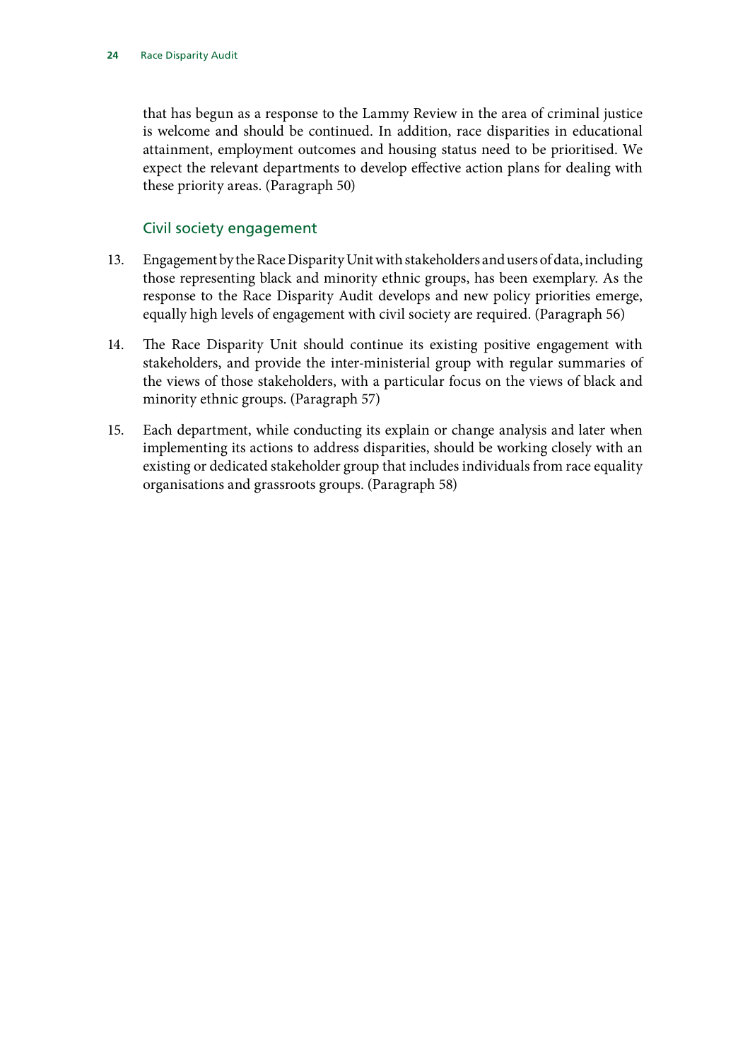that has begun as a response to the Lammy Review in the area of criminal justice is welcome and should be continued. In addition, race disparities in educational attainment, employment outcomes and housing status need to be prioritised. We expect the relevant departments to develop effective action plans for dealing with these priority areas. (Paragraph 50)

### Civil society engagement

13. Engagement by the Race Disparity Unit with stakeholders and users of data, including those representing black and minority ethnic groups, has been exemplary. As the response to the Race Disparity Audit develops and new policy priorities emerge, equally high levels of engagement with civil society are required. (Paragraph 56)

14. The Race Disparity Unit should continue its existing positive engagement with stakeholders, and provide the inter-ministerial group with regular summaries of the views of those stakeholders, with a particular focus on the views of black and minority ethnic groups. (Paragraph 57)

15. Each department, while conducting its explain or change analysis and later when implementing its actions to address disparities, should be working closely with an existing or dedicated stakeholder group that includes individuals from race equality organisations and grassroots groups. (Paragraph 58)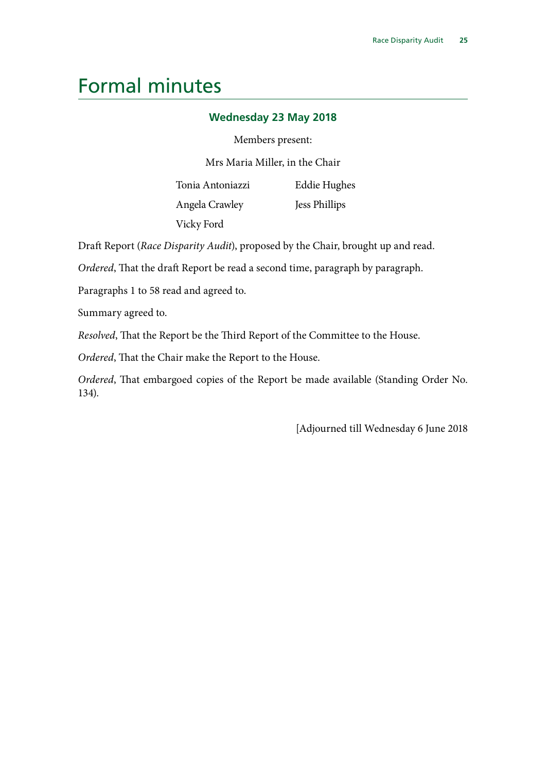# Formal minutes

### Wednesday 23 May 2018

Members present:

Mrs Maria Miller, in the Chair

Tonia Antoniazzi
Angela Crawley
Vicky Ford
Eddie Hughes
Jess Phillips

Draft Report (*Race Disparity Audit*), proposed by the Chair, brought up and read.

*Ordered*, That the draft Report be read a second time, paragraph by paragraph.

Paragraphs 1 to 58 read and agreed to.

Summary agreed to.

*Resolved*, That the Report be the Third Report of the Committee to the House.

*Ordered*, That the Chair make the Report to the House.

*Ordered*, That embargoed copies of the Report be made available (Standing Order No. 134).

[Adjourned till Wednesday 6 June 2018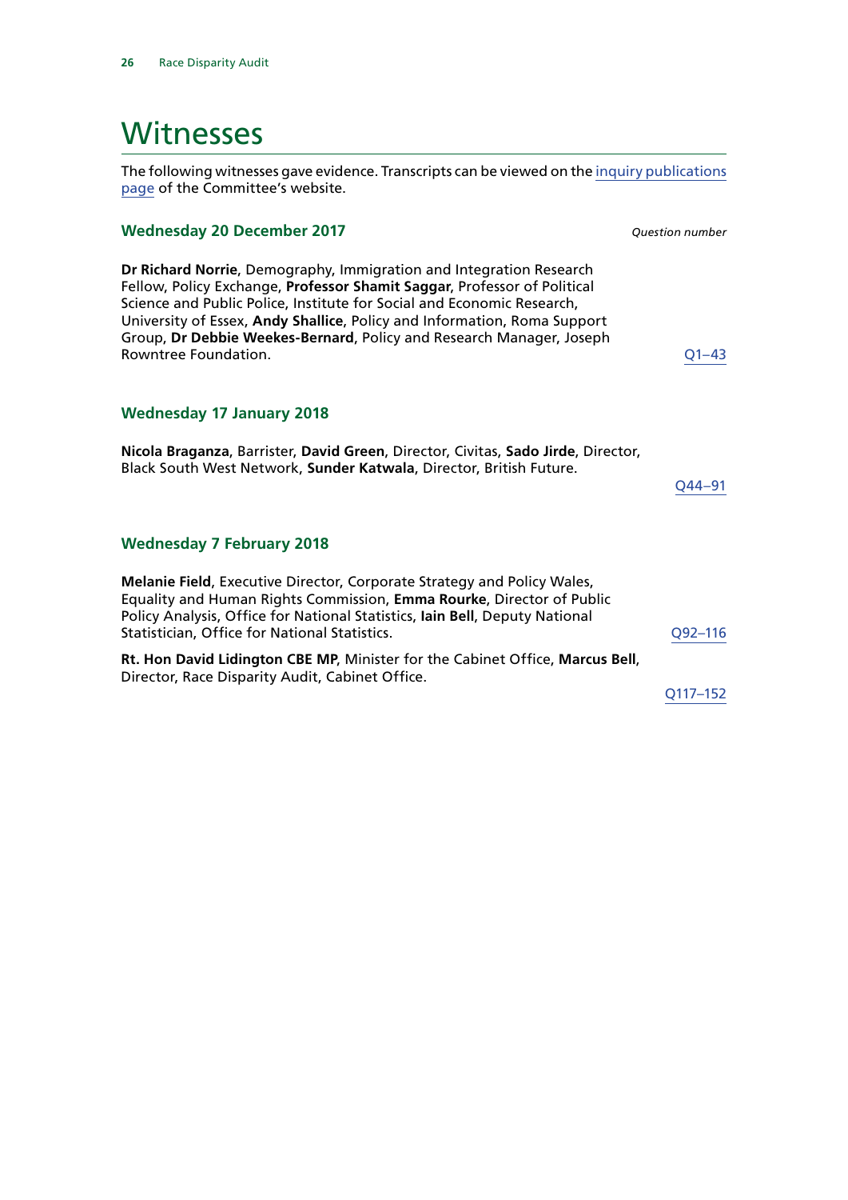# Witnesses

The following witnesses gave evidence. Transcripts can be viewed on the inquiry publications page of the Committee's website.

### Wednesday 20 December 2017

*Question number*

**Dr Richard Norrie**, Demography, Immigration and Integration Research Fellow, Policy Exchange, **Professor Shamit Saggar**, Professor of Political Science and Public Police, Institute for Social and Economic Research, University of Essex, **Andy Shallice**, Policy and Information, Roma Support Group, **Dr Debbie Weekes-Bernard**, Policy and Research Manager, Joseph Rowntree Foundation. Q1–43

### Wednesday 17 January 2018

**Nicola Braganza**, Barrister, **David Green**, Director, Civitas, **Sado Jirde**, Director, Black South West Network, **Sunder Katwala**, Director, British Future. Q44–91

### Wednesday 7 February 2018

**Melanie Field**, Executive Director, Corporate Strategy and Policy Wales, Equality and Human Rights Commission, **Emma Rourke**, Director of Public Policy Analysis, Office for National Statistics, **Iain Bell**, Deputy National Statistician, Office for National Statistics. Q92–116

**Rt. Hon David Lidington CBE MP**, Minister for the Cabinet Office, **Marcus Bell**, Director, Race Disparity Audit, Cabinet Office. Q117–152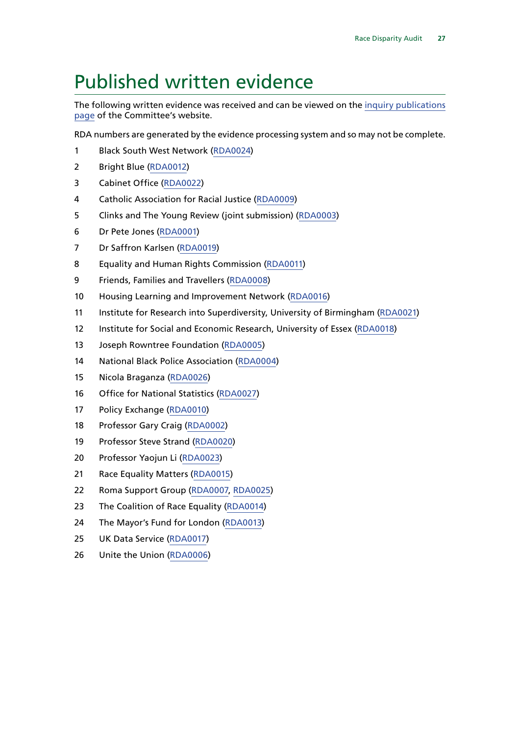# Published written evidence

The following written evidence was received and can be viewed on the inquiry publications page of the Committee's website.

RDA numbers are generated by the evidence processing system and so may not be complete.

1. Black South West Network (RDA0024)
2. Bright Blue (RDA0012)
3. Cabinet Office (RDA0022)
4. Catholic Association for Racial Justice (RDA0009)
5. Clinks and The Young Review (joint submission) (RDA0003)
6. Dr Pete Jones (RDA0001)
7. Dr Saffron Karlsen (RDA0019)
8. Equality and Human Rights Commission (RDA0011)
9. Friends, Families and Travellers (RDA0008)
10. Housing Learning and Improvement Network (RDA0016)
11. Institute for Research into Superdiversity, University of Birmingham (RDA0021)
12. Institute for Social and Economic Research, University of Essex (RDA0018)
13. Joseph Rowntree Foundation (RDA0005)
14. National Black Police Association (RDA0004)
15. Nicola Braganza (RDA0026)
16. Office for National Statistics (RDA0027)
17. Policy Exchange (RDA0010)
18. Professor Gary Craig (RDA0002)
19. Professor Steve Strand (RDA0020)
20. Professor Yaojun Li (RDA0023)
21. Race Equality Matters (RDA0015)
22. Roma Support Group (RDA0007, RDA0025)
23. The Coalition of Race Equality (RDA0014)
24. The Mayor's Fund for London (RDA0013)
25. UK Data Service (RDA0017)
26. Unite the Union (RDA0006)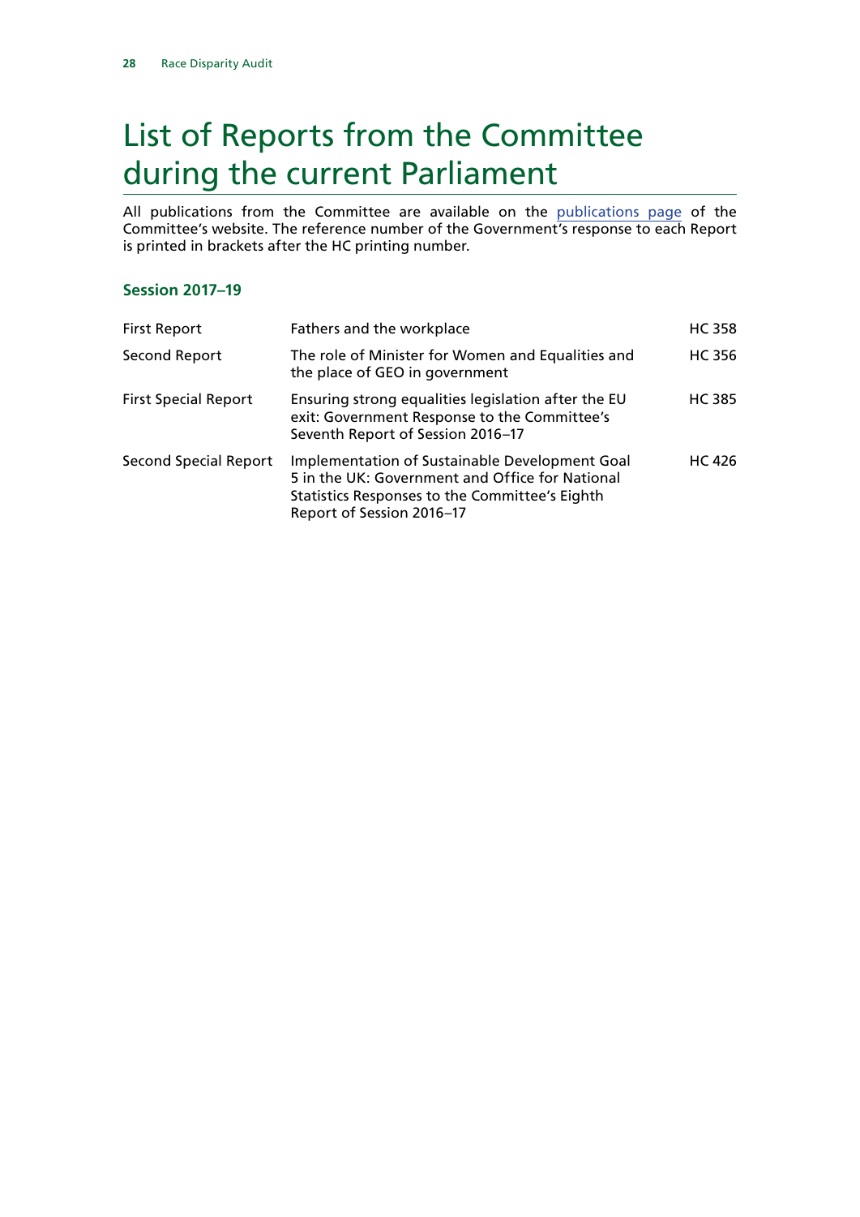# List of Reports from the Committee during the current Parliament

All publications from the Committee are available on the publications page of the Committee's website. The reference number of the Government's response to each Report is printed in brackets after the HC printing number.

### Session 2017–19

| | | |
|---|---|---|
| First Report | Fathers and the workplace | HC 358 |
| Second Report | The role of Minister for Women and Equalities and the place of GEO in government | HC 356 |
| First Special Report | Ensuring strong equalities legislation after the EU exit: Government Response to the Committee's Seventh Report of Session 2016–17 | HC 385 |
| Second Special Report | Implementation of Sustainable Development Goal 5 in the UK: Government and Office for National Statistics Responses to the Committee's Eighth Report of Session 2016–17 | HC 426 |